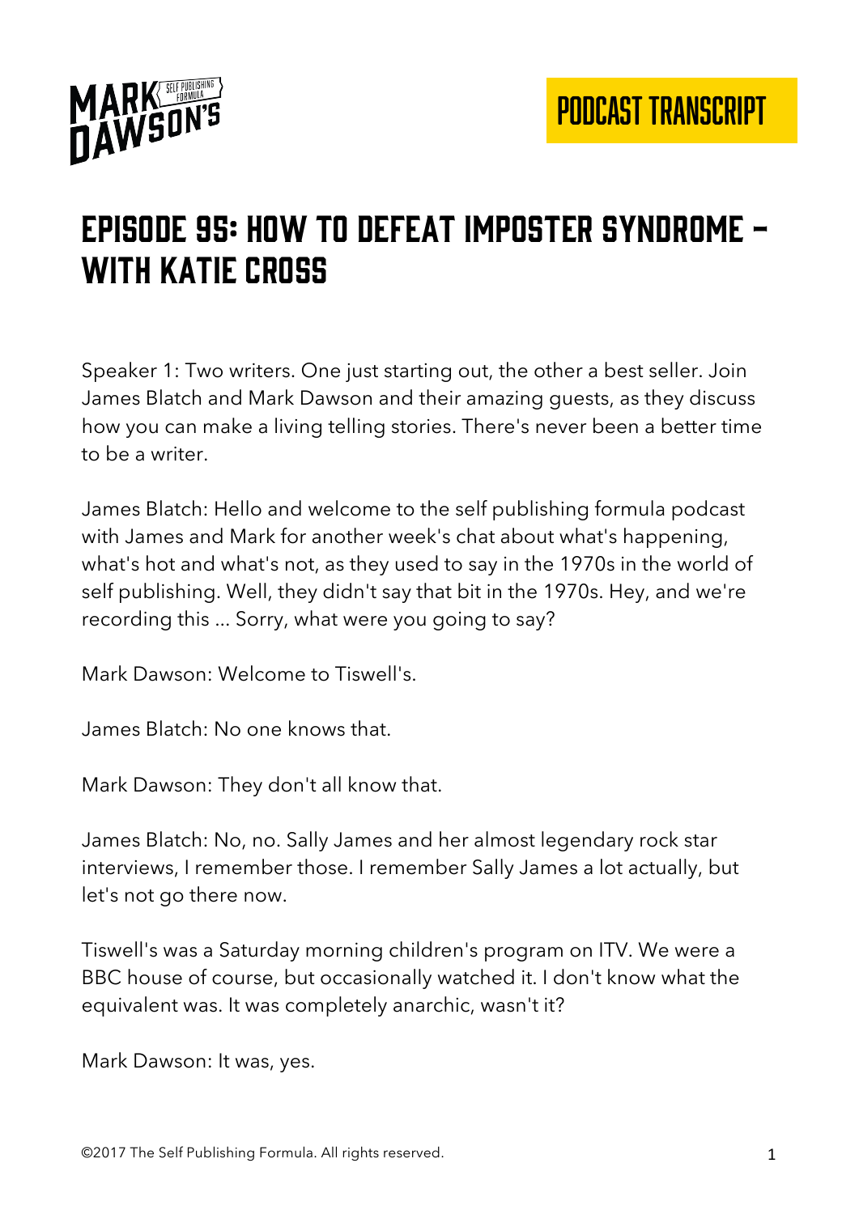# Episode 95: How To Defeat Imposter Syndrome – With Katie Cross

Speaker 1: Two writers. One just starting out, the other a best seller. Join James Blatch and Mark Dawson and their amazing guests, as they discuss how you can make a living telling stories. There's never been a better time to be a writer.

James Blatch: Hello and welcome to the self publishing formula podcast with James and Mark for another week's chat about what's happening, what's hot and what's not, as they used to say in the 1970s in the world of self publishing. Well, they didn't say that bit in the 1970s. Hey, and we're recording this ... Sorry, what were you going to say?

Mark Dawson: Welcome to Tiswell's.

James Blatch: No one knows that.

Mark Dawson: They don't all know that.

James Blatch: No, no. Sally James and her almost legendary rock star interviews, I remember those. I remember Sally James a lot actually, but let's not go there now.

Tiswell's was a Saturday morning children's program on ITV. We were a BBC house of course, but occasionally watched it. I don't know what the equivalent was. It was completely anarchic, wasn't it?

Mark Dawson: It was, yes.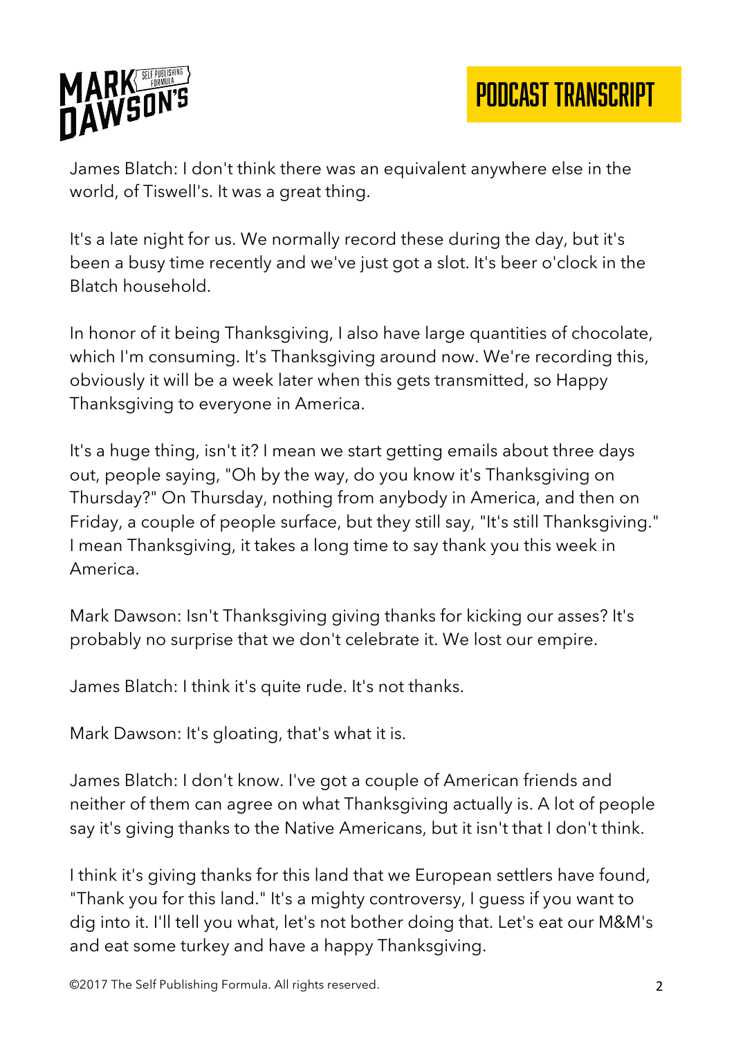James Blatch: I don't think there was an equivalent anywhere else in the world, of Tiswell's. It was a great thing.

It's a late night for us. We normally record these during the day, but it's been a busy time recently and we've just got a slot. It's beer o'clock in the Blatch household.

In honor of it being Thanksgiving, I also have large quantities of chocolate, which I'm consuming. It's Thanksgiving around now. We're recording this, obviously it will be a week later when this gets transmitted, so Happy Thanksgiving to everyone in America.

It's a huge thing, isn't it? I mean we start getting emails about three days out, people saying, "Oh by the way, do you know it's Thanksgiving on Thursday?" On Thursday, nothing from anybody in America, and then on Friday, a couple of people surface, but they still say, "It's still Thanksgiving." I mean Thanksgiving, it takes a long time to say thank you this week in America.

Mark Dawson: Isn't Thanksgiving giving thanks for kicking our asses? It's probably no surprise that we don't celebrate it. We lost our empire.

James Blatch: I think it's quite rude. It's not thanks.

Mark Dawson: It's gloating, that's what it is.

James Blatch: I don't know. I've got a couple of American friends and neither of them can agree on what Thanksgiving actually is. A lot of people say it's giving thanks to the Native Americans, but it isn't that I don't think.

I think it's giving thanks for this land that we European settlers have found, "Thank you for this land." It's a mighty controversy, I guess if you want to dig into it. I'll tell you what, let's not bother doing that. Let's eat our M&M's and eat some turkey and have a happy Thanksgiving.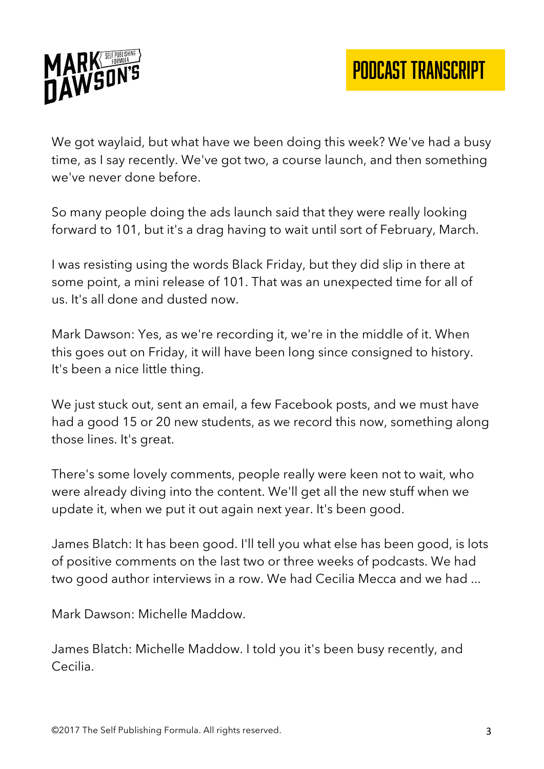We got waylaid, but what have we been doing this week? We've had a busy time, as I say recently. We've got two, a course launch, and then something we've never done before.

So many people doing the ads launch said that they were really looking forward to 101, but it's a drag having to wait until sort of February, March.

I was resisting using the words Black Friday, but they did slip in there at some point, a mini release of 101. That was an unexpected time for all of us. It's all done and dusted now.

Mark Dawson: Yes, as we're recording it, we're in the middle of it. When this goes out on Friday, it will have been long since consigned to history. It's been a nice little thing.

We just stuck out, sent an email, a few Facebook posts, and we must have had a good 15 or 20 new students, as we record this now, something along those lines. It's great.

There's some lovely comments, people really were keen not to wait, who were already diving into the content. We'll get all the new stuff when we update it, when we put it out again next year. It's been good.

James Blatch: It has been good. I'll tell you what else has been good, is lots of positive comments on the last two or three weeks of podcasts. We had two good author interviews in a row. We had Cecilia Mecca and we had ...

Mark Dawson: Michelle Maddow.

James Blatch: Michelle Maddow. I told you it's been busy recently, and Cecilia.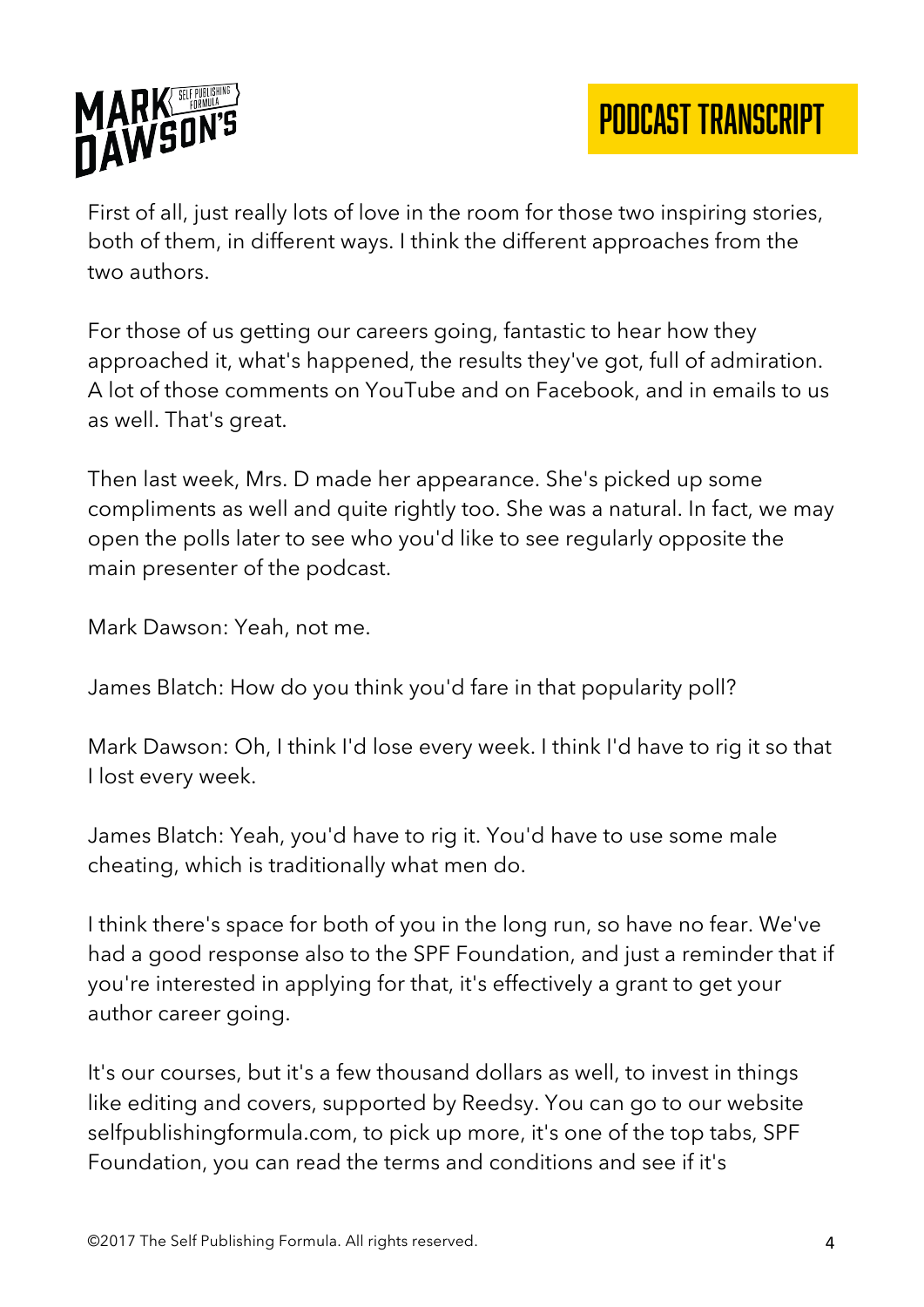First of all, just really lots of love in the room for those two inspiring stories, both of them, in different ways. I think the different approaches from the two authors.

For those of us getting our careers going, fantastic to hear how they approached it, what's happened, the results they've got, full of admiration. A lot of those comments on YouTube and on Facebook, and in emails to us as well. That's great.

Then last week, Mrs. D made her appearance. She's picked up some compliments as well and quite rightly too. She was a natural. In fact, we may open the polls later to see who you'd like to see regularly opposite the main presenter of the podcast.

Mark Dawson: Yeah, not me.

James Blatch: How do you think you'd fare in that popularity poll?

Mark Dawson: Oh, I think I'd lose every week. I think I'd have to rig it so that I lost every week.

James Blatch: Yeah, you'd have to rig it. You'd have to use some male cheating, which is traditionally what men do.

I think there's space for both of you in the long run, so have no fear. We've had a good response also to the SPF Foundation, and just a reminder that if you're interested in applying for that, it's effectively a grant to get your author career going.

It's our courses, but it's a few thousand dollars as well, to invest in things like editing and covers, supported by Reedsy. You can go to our website selfpublishingformula.com, to pick up more, it's one of the top tabs, SPF Foundation, you can read the terms and conditions and see if it's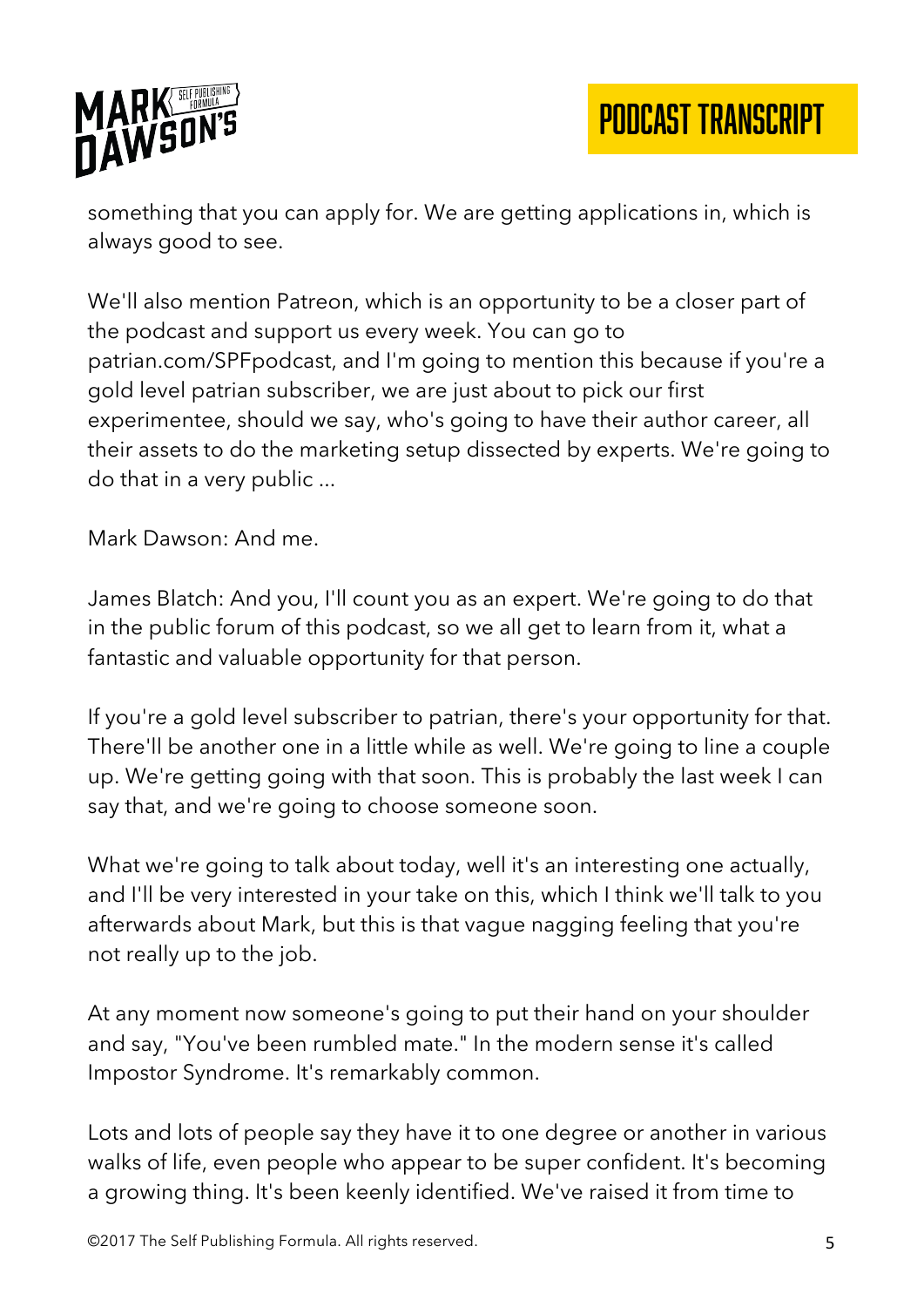something that you can apply for. We are getting applications in, which is always good to see.

We'll also mention Patreon, which is an opportunity to be a closer part of the podcast and support us every week. You can go to patrian.com/SPFpodcast, and I'm going to mention this because if you're a gold level patrian subscriber, we are just about to pick our first experimentee, should we say, who's going to have their author career, all their assets to do the marketing setup dissected by experts. We're going to do that in a very public ...

Mark Dawson: And me.

James Blatch: And you, I'll count you as an expert. We're going to do that in the public forum of this podcast, so we all get to learn from it, what a fantastic and valuable opportunity for that person.

If you're a gold level subscriber to patrian, there's your opportunity for that. There'll be another one in a little while as well. We're going to line a couple up. We're getting going with that soon. This is probably the last week I can say that, and we're going to choose someone soon.

What we're going to talk about today, well it's an interesting one actually, and I'll be very interested in your take on this, which I think we'll talk to you afterwards about Mark, but this is that vague nagging feeling that you're not really up to the job.

At any moment now someone's going to put their hand on your shoulder and say, "You've been rumbled mate." In the modern sense it's called Impostor Syndrome. It's remarkably common.

Lots and lots of people say they have it to one degree or another in various walks of life, even people who appear to be super confident. It's becoming a growing thing. It's been keenly identified. We've raised it from time to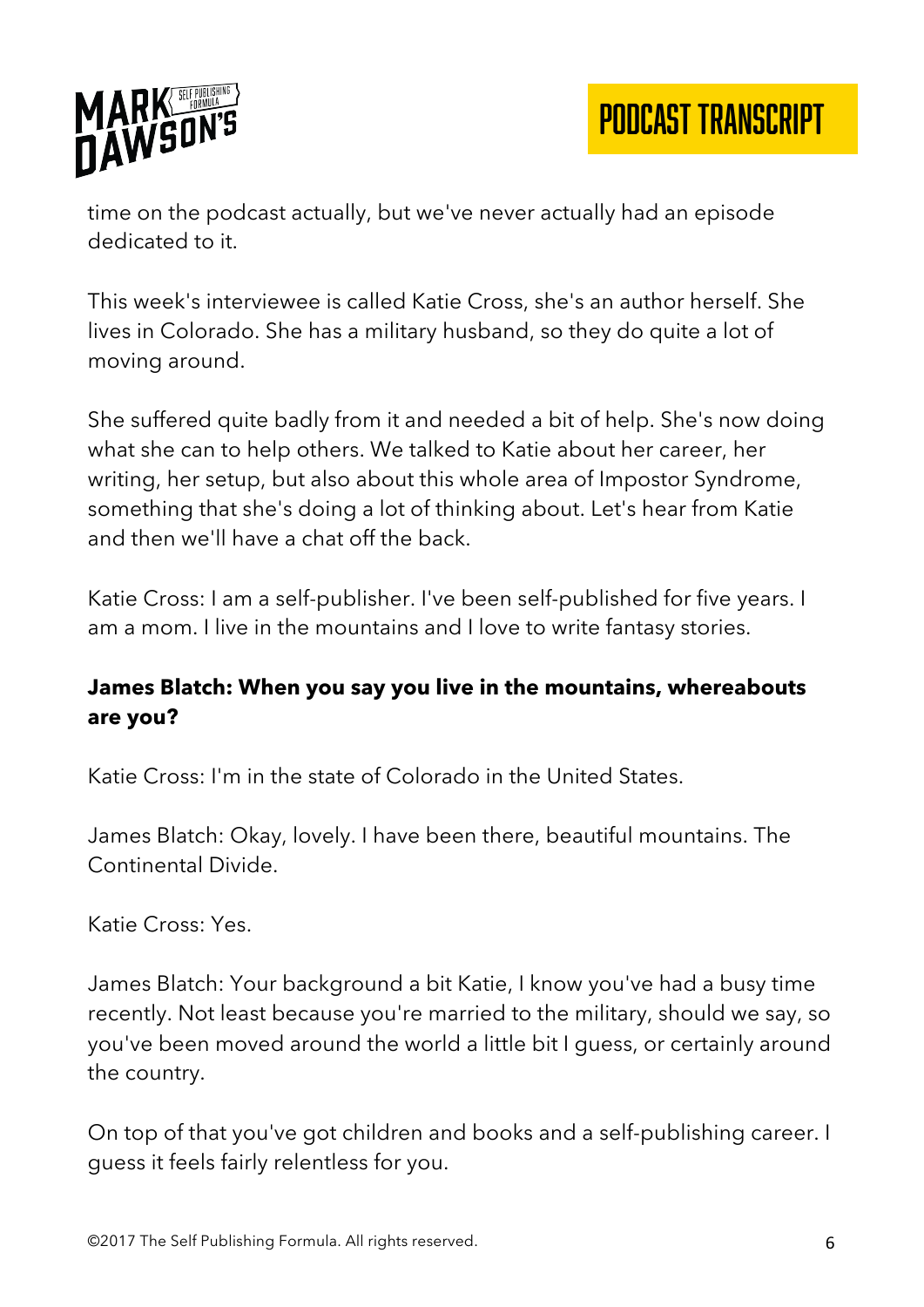time on the podcast actually, but we've never actually had an episode dedicated to it.

This week's interviewee is called Katie Cross, she's an author herself. She lives in Colorado. She has a military husband, so they do quite a lot of moving around.

She suffered quite badly from it and needed a bit of help. She's now doing what she can to help others. We talked to Katie about her career, her writing, her setup, but also about this whole area of Impostor Syndrome, something that she's doing a lot of thinking about. Let's hear from Katie and then we'll have a chat off the back.

Katie Cross: I am a self-publisher. I've been self-published for five years. I am a mom. I live in the mountains and I love to write fantasy stories.

**James Blatch: When you say you live in the mountains, whereabouts are you?**

Katie Cross: I'm in the state of Colorado in the United States.

James Blatch: Okay, lovely. I have been there, beautiful mountains. The Continental Divide.

Katie Cross: Yes.

James Blatch: Your background a bit Katie, I know you've had a busy time recently. Not least because you're married to the military, should we say, so you've been moved around the world a little bit I guess, or certainly around the country.

On top of that you've got children and books and a self-publishing career. I guess it feels fairly relentless for you.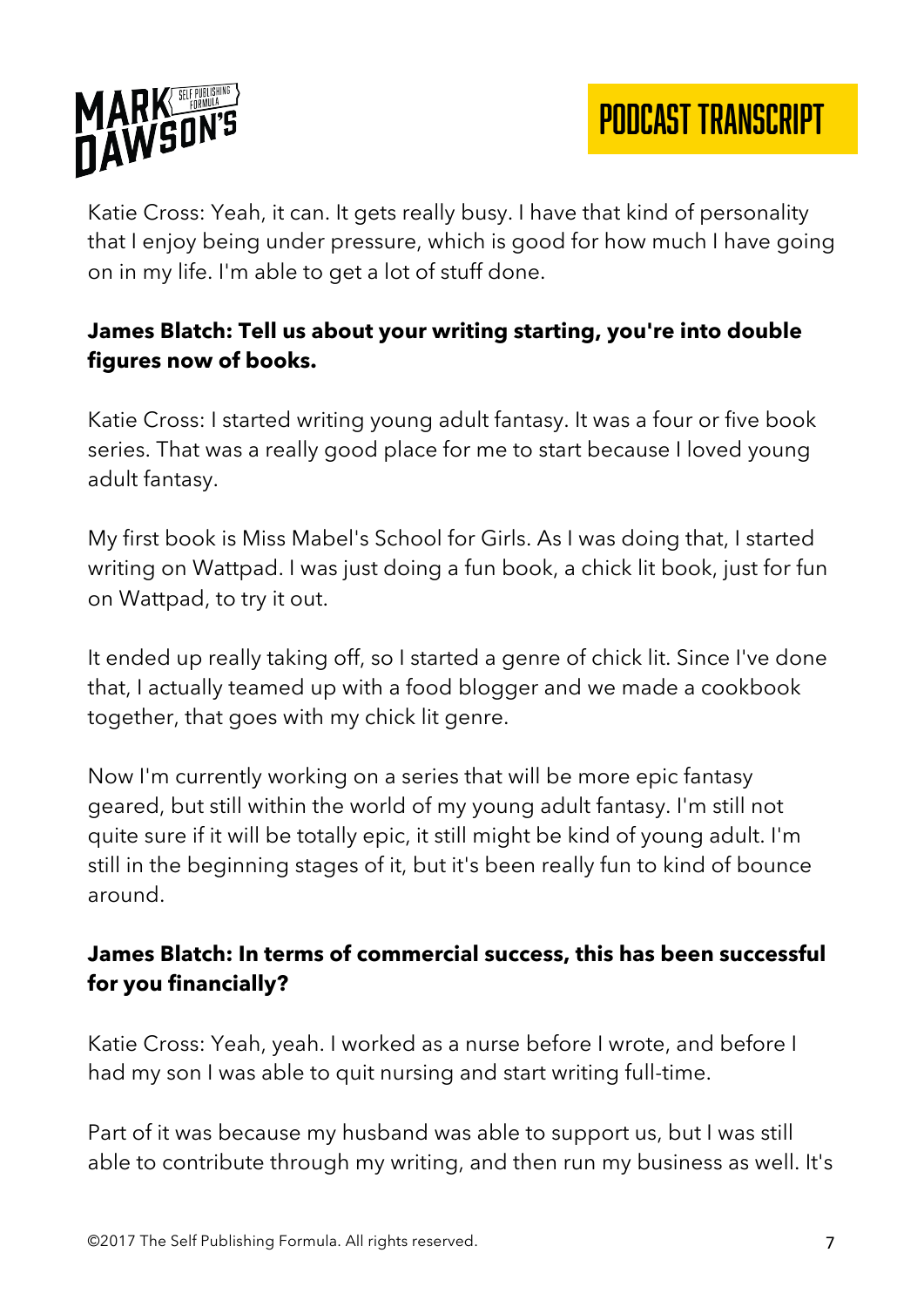Katie Cross: Yeah, it can. It gets really busy. I have that kind of personality that I enjoy being under pressure, which is good for how much I have going on in my life. I'm able to get a lot of stuff done.

**James Blatch: Tell us about your writing starting, you're into double figures now of books.**

Katie Cross: I started writing young adult fantasy. It was a four or five book series. That was a really good place for me to start because I loved young adult fantasy.

My first book is Miss Mabel's School for Girls. As I was doing that, I started writing on Wattpad. I was just doing a fun book, a chick lit book, just for fun on Wattpad, to try it out.

It ended up really taking off, so I started a genre of chick lit. Since I've done that, I actually teamed up with a food blogger and we made a cookbook together, that goes with my chick lit genre.

Now I'm currently working on a series that will be more epic fantasy geared, but still within the world of my young adult fantasy. I'm still not quite sure if it will be totally epic, it still might be kind of young adult. I'm still in the beginning stages of it, but it's been really fun to kind of bounce around.

**James Blatch: In terms of commercial success, this has been successful for you financially?**

Katie Cross: Yeah, yeah. I worked as a nurse before I wrote, and before I had my son I was able to quit nursing and start writing full-time.

Part of it was because my husband was able to support us, but I was still able to contribute through my writing, and then run my business as well. It's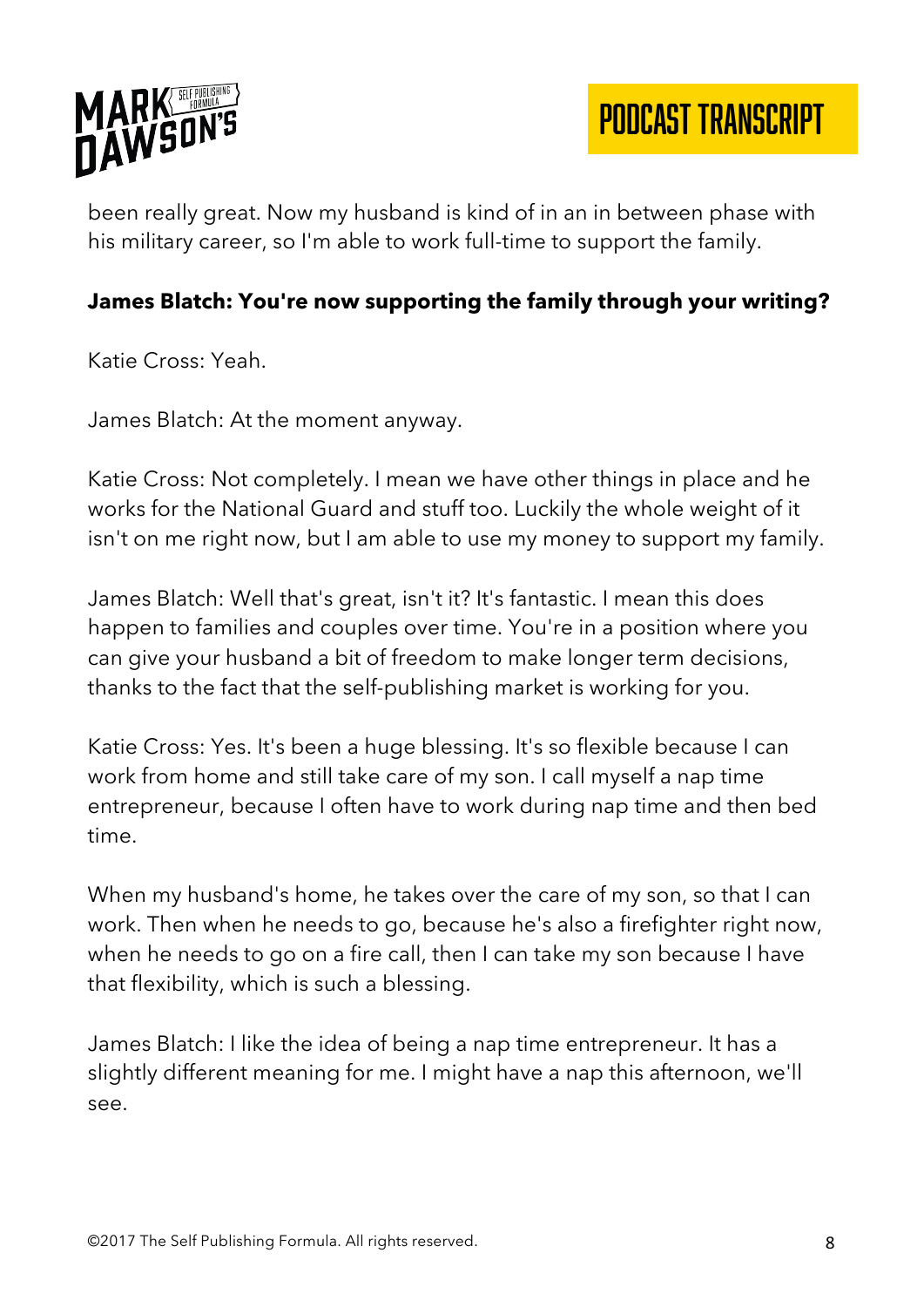been really great. Now my husband is kind of in an in between phase with his military career, so I'm able to work full-time to support the family.

**James Blatch: You're now supporting the family through your writing?**

Katie Cross: Yeah.

James Blatch: At the moment anyway.

Katie Cross: Not completely. I mean we have other things in place and he works for the National Guard and stuff too. Luckily the whole weight of it isn't on me right now, but I am able to use my money to support my family.

James Blatch: Well that's great, isn't it? It's fantastic. I mean this does happen to families and couples over time. You're in a position where you can give your husband a bit of freedom to make longer term decisions, thanks to the fact that the self-publishing market is working for you.

Katie Cross: Yes. It's been a huge blessing. It's so flexible because I can work from home and still take care of my son. I call myself a nap time entrepreneur, because I often have to work during nap time and then bed time.

When my husband's home, he takes over the care of my son, so that I can work. Then when he needs to go, because he's also a firefighter right now, when he needs to go on a fire call, then I can take my son because I have that flexibility, which is such a blessing.

James Blatch: I like the idea of being a nap time entrepreneur. It has a slightly different meaning for me. I might have a nap this afternoon, we'll see.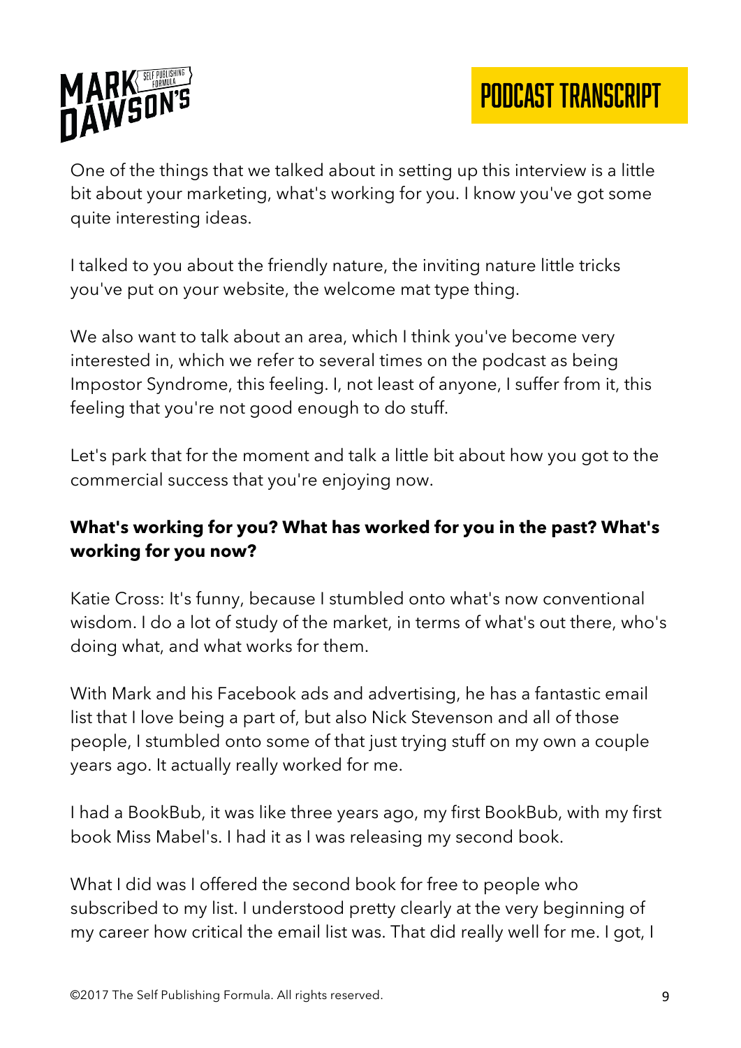One of the things that we talked about in setting up this interview is a little bit about your marketing, what's working for you. I know you've got some quite interesting ideas.

I talked to you about the friendly nature, the inviting nature little tricks you've put on your website, the welcome mat type thing.

We also want to talk about an area, which I think you've become very interested in, which we refer to several times on the podcast as being Impostor Syndrome, this feeling. I, not least of anyone, I suffer from it, this feeling that you're not good enough to do stuff.

Let's park that for the moment and talk a little bit about how you got to the commercial success that you're enjoying now.

**What's working for you? What has worked for you in the past? What's working for you now?**

Katie Cross: It's funny, because I stumbled onto what's now conventional wisdom. I do a lot of study of the market, in terms of what's out there, who's doing what, and what works for them.

With Mark and his Facebook ads and advertising, he has a fantastic email list that I love being a part of, but also Nick Stevenson and all of those people, I stumbled onto some of that just trying stuff on my own a couple years ago. It actually really worked for me.

I had a BookBub, it was like three years ago, my first BookBub, with my first book Miss Mabel's. I had it as I was releasing my second book.

What I did was I offered the second book for free to people who subscribed to my list. I understood pretty clearly at the very beginning of my career how critical the email list was. That did really well for me. I got, I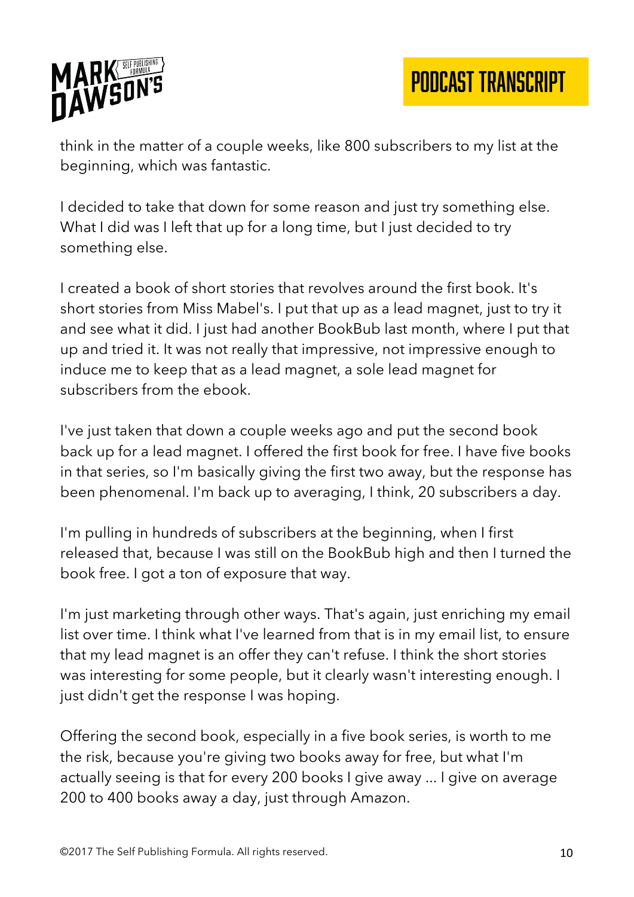think in the matter of a couple weeks, like 800 subscribers to my list at the beginning, which was fantastic.

I decided to take that down for some reason and just try something else. What I did was I left that up for a long time, but I just decided to try something else.

I created a book of short stories that revolves around the first book. It's short stories from Miss Mabel's. I put that up as a lead magnet, just to try it and see what it did. I just had another BookBub last month, where I put that up and tried it. It was not really that impressive, not impressive enough to induce me to keep that as a lead magnet, a sole lead magnet for subscribers from the ebook.

I've just taken that down a couple weeks ago and put the second book back up for a lead magnet. I offered the first book for free. I have five books in that series, so I'm basically giving the first two away, but the response has been phenomenal. I'm back up to averaging, I think, 20 subscribers a day.

I'm pulling in hundreds of subscribers at the beginning, when I first released that, because I was still on the BookBub high and then I turned the book free. I got a ton of exposure that way.

I'm just marketing through other ways. That's again, just enriching my email list over time. I think what I've learned from that is in my email list, to ensure that my lead magnet is an offer they can't refuse. I think the short stories was interesting for some people, but it clearly wasn't interesting enough. I just didn't get the response I was hoping.

Offering the second book, especially in a five book series, is worth to me the risk, because you're giving two books away for free, but what I'm actually seeing is that for every 200 books I give away ... I give on average 200 to 400 books away a day, just through Amazon.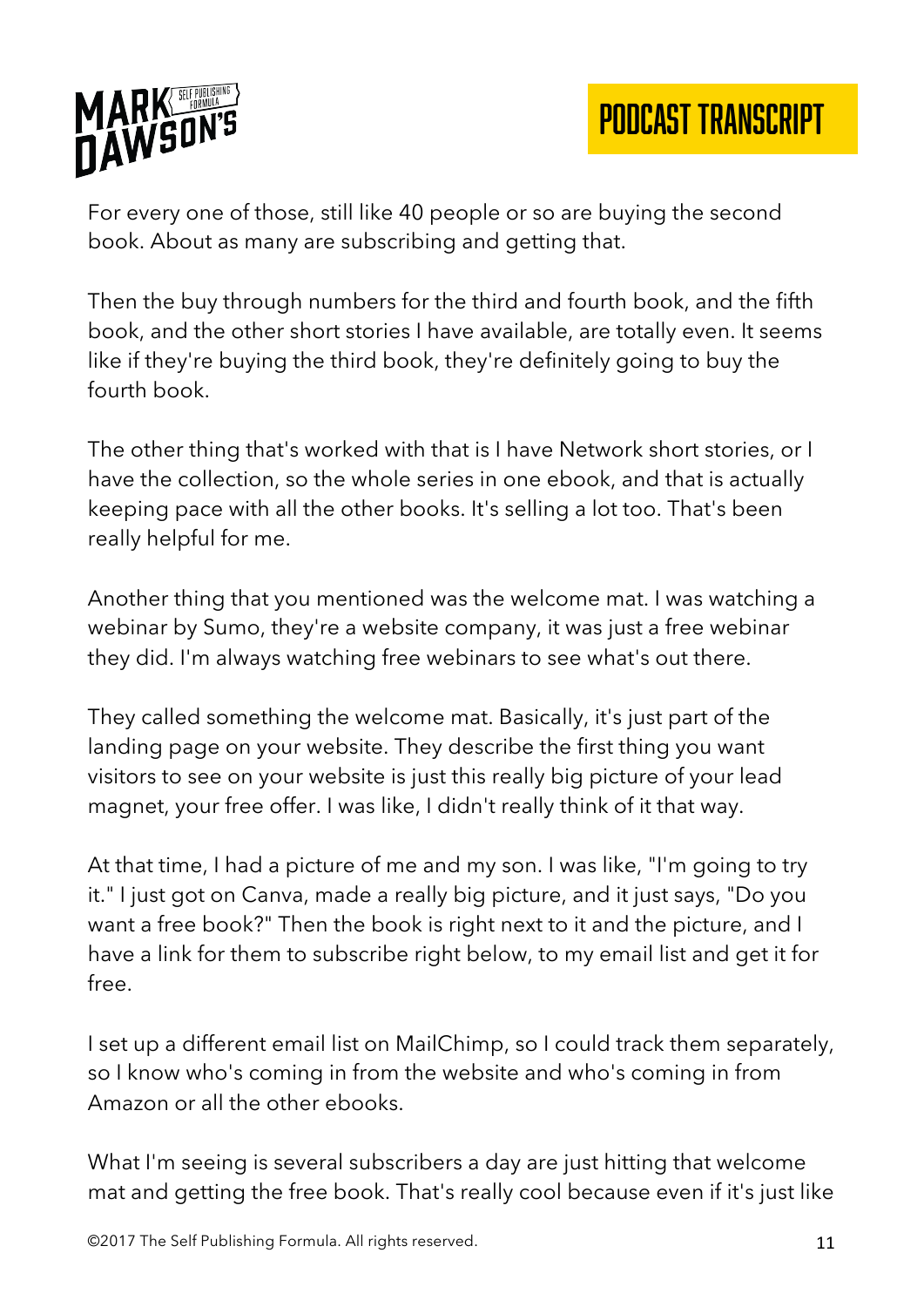For every one of those, still like 40 people or so are buying the second book. About as many are subscribing and getting that.

Then the buy through numbers for the third and fourth book, and the fifth book, and the other short stories I have available, are totally even. It seems like if they're buying the third book, they're definitely going to buy the fourth book.

The other thing that's worked with that is I have Network short stories, or I have the collection, so the whole series in one ebook, and that is actually keeping pace with all the other books. It's selling a lot too. That's been really helpful for me.

Another thing that you mentioned was the welcome mat. I was watching a webinar by Sumo, they're a website company, it was just a free webinar they did. I'm always watching free webinars to see what's out there.

They called something the welcome mat. Basically, it's just part of the landing page on your website. They describe the first thing you want visitors to see on your website is just this really big picture of your lead magnet, your free offer. I was like, I didn't really think of it that way.

At that time, I had a picture of me and my son. I was like, "I'm going to try it." I just got on Canva, made a really big picture, and it just says, "Do you want a free book?" Then the book is right next to it and the picture, and I have a link for them to subscribe right below, to my email list and get it for free.

I set up a different email list on MailChimp, so I could track them separately, so I know who's coming in from the website and who's coming in from Amazon or all the other ebooks.

What I'm seeing is several subscribers a day are just hitting that welcome mat and getting the free book. That's really cool because even if it's just like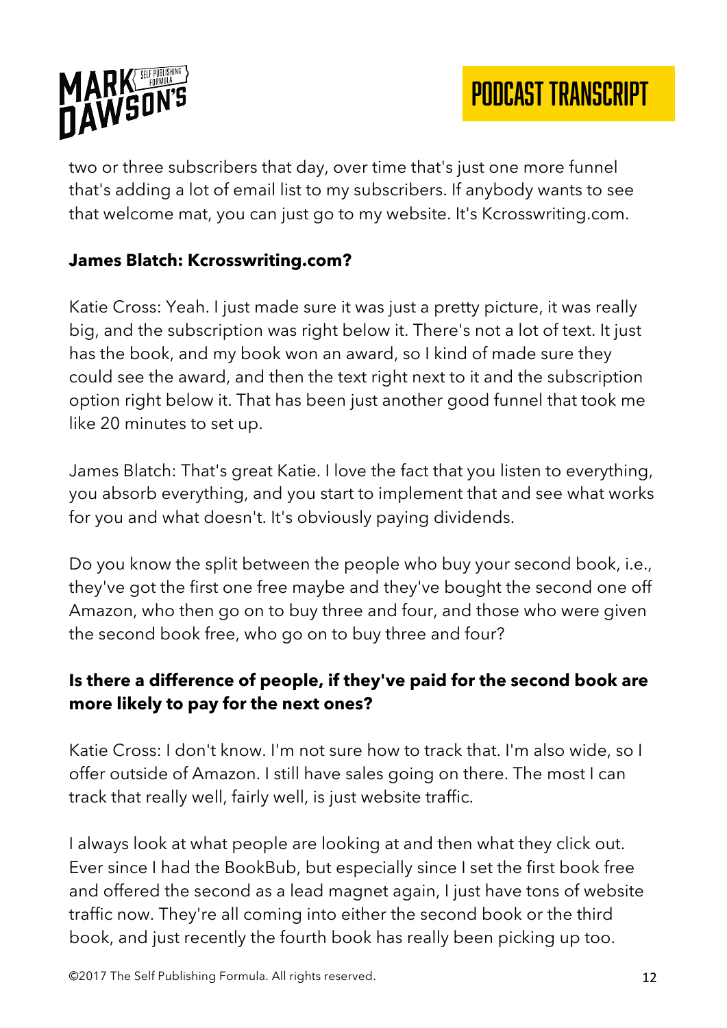two or three subscribers that day, over time that's just one more funnel that's adding a lot of email list to my subscribers. If anybody wants to see that welcome mat, you can just go to my website. It's Kcrosswriting.com.

**James Blatch: Kcrosswriting.com?**

Katie Cross: Yeah. I just made sure it was just a pretty picture, it was really big, and the subscription was right below it. There's not a lot of text. It just has the book, and my book won an award, so I kind of made sure they could see the award, and then the text right next to it and the subscription option right below it. That has been just another good funnel that took me like 20 minutes to set up.

James Blatch: That's great Katie. I love the fact that you listen to everything, you absorb everything, and you start to implement that and see what works for you and what doesn't. It's obviously paying dividends.

Do you know the split between the people who buy your second book, i.e., they've got the first one free maybe and they've bought the second one off Amazon, who then go on to buy three and four, and those who were given the second book free, who go on to buy three and four?

**Is there a difference of people, if they've paid for the second book are more likely to pay for the next ones?**

Katie Cross: I don't know. I'm not sure how to track that. I'm also wide, so I offer outside of Amazon. I still have sales going on there. The most I can track that really well, fairly well, is just website traffic.

I always look at what people are looking at and then what they click out. Ever since I had the BookBub, but especially since I set the first book free and offered the second as a lead magnet again, I just have tons of website traffic now. They're all coming into either the second book or the third book, and just recently the fourth book has really been picking up too.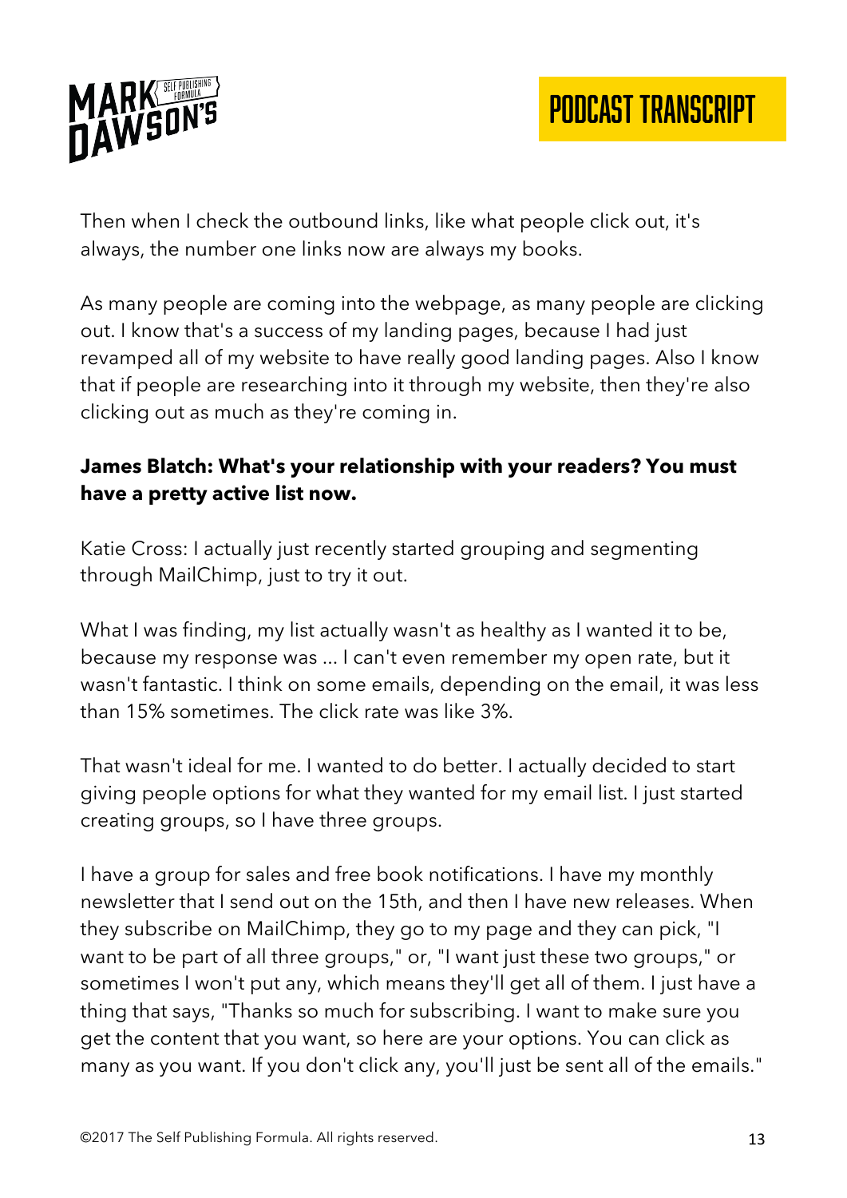Then when I check the outbound links, like what people click out, it's always, the number one links now are always my books.

As many people are coming into the webpage, as many people are clicking out. I know that's a success of my landing pages, because I had just revamped all of my website to have really good landing pages. Also I know that if people are researching into it through my website, then they're also clicking out as much as they're coming in.

**James Blatch: What's your relationship with your readers? You must have a pretty active list now.**

Katie Cross: I actually just recently started grouping and segmenting through MailChimp, just to try it out.

What I was finding, my list actually wasn't as healthy as I wanted it to be, because my response was ... I can't even remember my open rate, but it wasn't fantastic. I think on some emails, depending on the email, it was less than 15% sometimes. The click rate was like 3%.

That wasn't ideal for me. I wanted to do better. I actually decided to start giving people options for what they wanted for my email list. I just started creating groups, so I have three groups.

I have a group for sales and free book notifications. I have my monthly newsletter that I send out on the 15th, and then I have new releases. When they subscribe on MailChimp, they go to my page and they can pick, "I want to be part of all three groups," or, "I want just these two groups," or sometimes I won't put any, which means they'll get all of them. I just have a thing that says, "Thanks so much for subscribing. I want to make sure you get the content that you want, so here are your options. You can click as many as you want. If you don't click any, you'll just be sent all of the emails."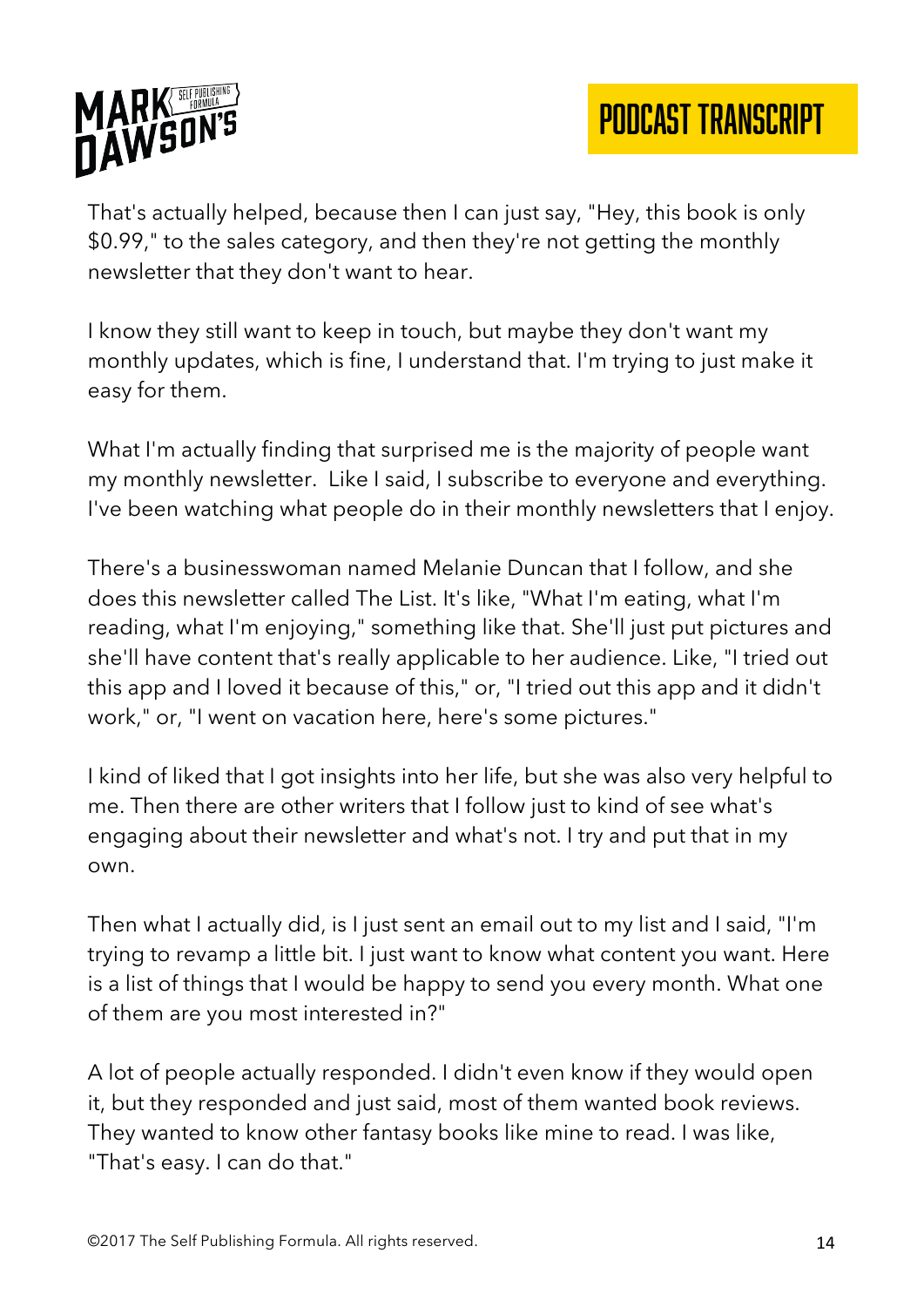That's actually helped, because then I can just say, "Hey, this book is only $0.99," to the sales category, and then they're not getting the monthly newsletter that they don't want to hear.

I know they still want to keep in touch, but maybe they don't want my monthly updates, which is fine, I understand that. I'm trying to just make it easy for them.

What I'm actually finding that surprised me is the majority of people want my monthly newsletter. Like I said, I subscribe to everyone and everything. I've been watching what people do in their monthly newsletters that I enjoy.

There's a businesswoman named Melanie Duncan that I follow, and she does this newsletter called The List. It's like, "What I'm eating, what I'm reading, what I'm enjoying," something like that. She'll just put pictures and she'll have content that's really applicable to her audience. Like, "I tried out this app and I loved it because of this," or, "I tried out this app and it didn't work," or, "I went on vacation here, here's some pictures."

I kind of liked that I got insights into her life, but she was also very helpful to me. Then there are other writers that I follow just to kind of see what's engaging about their newsletter and what's not. I try and put that in my own.

Then what I actually did, is I just sent an email out to my list and I said, "I'm trying to revamp a little bit. I just want to know what content you want. Here is a list of things that I would be happy to send you every month. What one of them are you most interested in?"

A lot of people actually responded. I didn't even know if they would open it, but they responded and just said, most of them wanted book reviews. They wanted to know other fantasy books like mine to read. I was like, "That's easy. I can do that."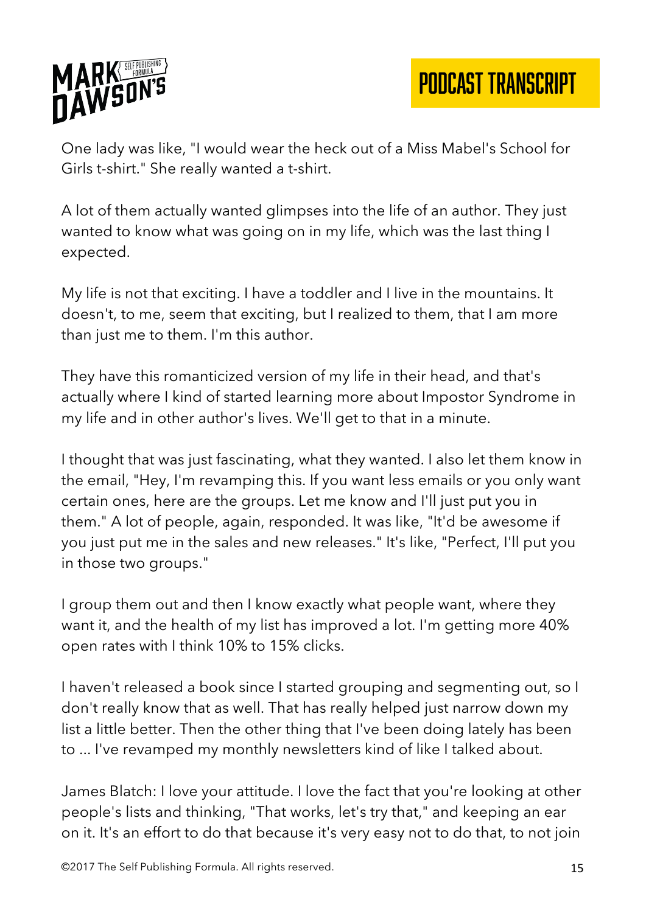One lady was like, "I would wear the heck out of a Miss Mabel's School for Girls t-shirt." She really wanted a t-shirt.

A lot of them actually wanted glimpses into the life of an author. They just wanted to know what was going on in my life, which was the last thing I expected.

My life is not that exciting. I have a toddler and I live in the mountains. It doesn't, to me, seem that exciting, but I realized to them, that I am more than just me to them. I'm this author.

They have this romanticized version of my life in their head, and that's actually where I kind of started learning more about Impostor Syndrome in my life and in other author's lives. We'll get to that in a minute.

I thought that was just fascinating, what they wanted. I also let them know in the email, "Hey, I'm revamping this. If you want less emails or you only want certain ones, here are the groups. Let me know and I'll just put you in them." A lot of people, again, responded. It was like, "It'd be awesome if you just put me in the sales and new releases." It's like, "Perfect, I'll put you in those two groups."

I group them out and then I know exactly what people want, where they want it, and the health of my list has improved a lot. I'm getting more 40% open rates with I think 10% to 15% clicks.

I haven't released a book since I started grouping and segmenting out, so I don't really know that as well. That has really helped just narrow down my list a little better. Then the other thing that I've been doing lately has been to ... I've revamped my monthly newsletters kind of like I talked about.

James Blatch: I love your attitude. I love the fact that you're looking at other people's lists and thinking, "That works, let's try that," and keeping an ear on it. It's an effort to do that because it's very easy not to do that, to not join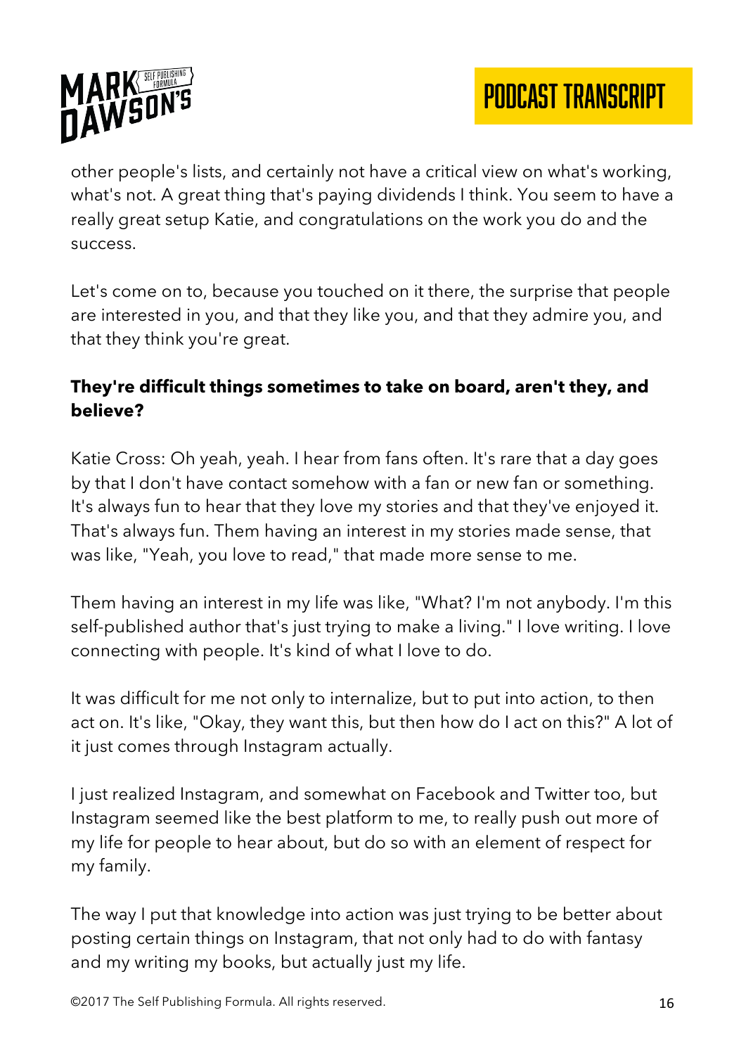other people's lists, and certainly not have a critical view on what's working, what's not. A great thing that's paying dividends I think. You seem to have a really great setup Katie, and congratulations on the work you do and the success.

Let's come on to, because you touched on it there, the surprise that people are interested in you, and that they like you, and that they admire you, and that they think you're great.

**They're difficult things sometimes to take on board, aren't they, and believe?**

Katie Cross: Oh yeah, yeah. I hear from fans often. It's rare that a day goes by that I don't have contact somehow with a fan or new fan or something. It's always fun to hear that they love my stories and that they've enjoyed it. That's always fun. Them having an interest in my stories made sense, that was like, "Yeah, you love to read," that made more sense to me.

Them having an interest in my life was like, "What? I'm not anybody. I'm this self-published author that's just trying to make a living." I love writing. I love connecting with people. It's kind of what I love to do.

It was difficult for me not only to internalize, but to put into action, to then act on. It's like, "Okay, they want this, but then how do I act on this?" A lot of it just comes through Instagram actually.

I just realized Instagram, and somewhat on Facebook and Twitter too, but Instagram seemed like the best platform to me, to really push out more of my life for people to hear about, but do so with an element of respect for my family.

The way I put that knowledge into action was just trying to be better about posting certain things on Instagram, that not only had to do with fantasy and my writing my books, but actually just my life.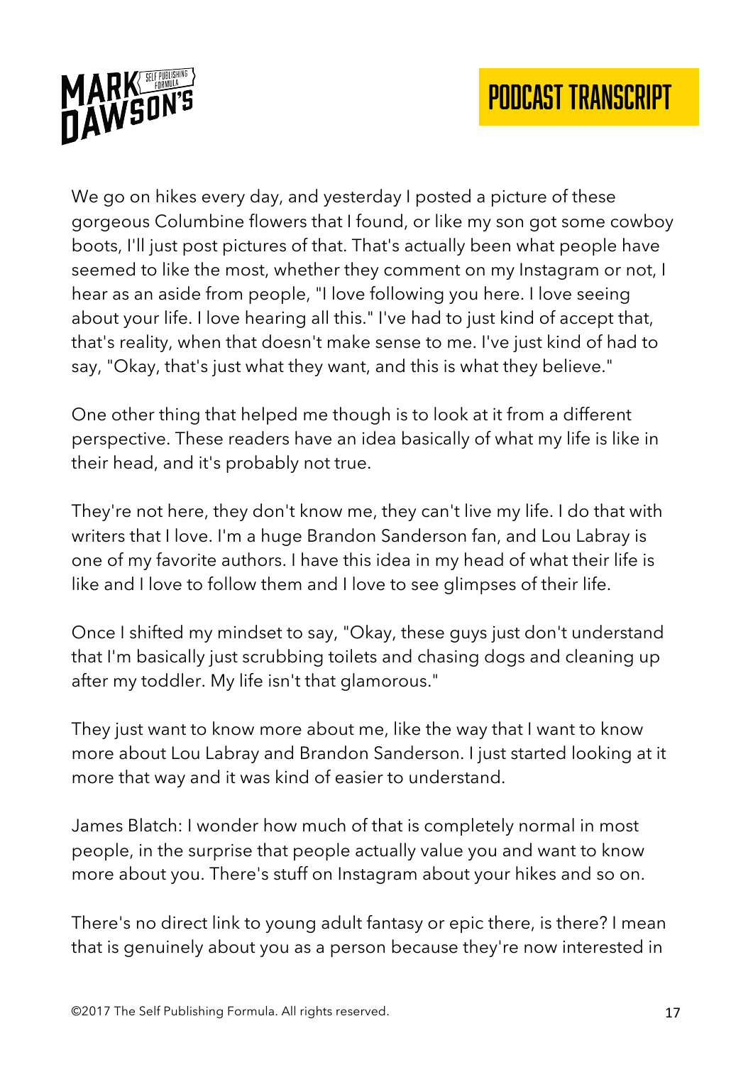We go on hikes every day, and yesterday I posted a picture of these gorgeous Columbine flowers that I found, or like my son got some cowboy boots, I'll just post pictures of that. That's actually been what people have seemed to like the most, whether they comment on my Instagram or not, I hear as an aside from people, "I love following you here. I love seeing about your life. I love hearing all this." I've had to just kind of accept that, that's reality, when that doesn't make sense to me. I've just kind of had to say, "Okay, that's just what they want, and this is what they believe."

One other thing that helped me though is to look at it from a different perspective. These readers have an idea basically of what my life is like in their head, and it's probably not true.

They're not here, they don't know me, they can't live my life. I do that with writers that I love. I'm a huge Brandon Sanderson fan, and Lou Labray is one of my favorite authors. I have this idea in my head of what their life is like and I love to follow them and I love to see glimpses of their life.

Once I shifted my mindset to say, "Okay, these guys just don't understand that I'm basically just scrubbing toilets and chasing dogs and cleaning up after my toddler. My life isn't that glamorous."

They just want to know more about me, like the way that I want to know more about Lou Labray and Brandon Sanderson. I just started looking at it more that way and it was kind of easier to understand.

James Blatch: I wonder how much of that is completely normal in most people, in the surprise that people actually value you and want to know more about you. There's stuff on Instagram about your hikes and so on.

There's no direct link to young adult fantasy or epic there, is there? I mean that is genuinely about you as a person because they're now interested in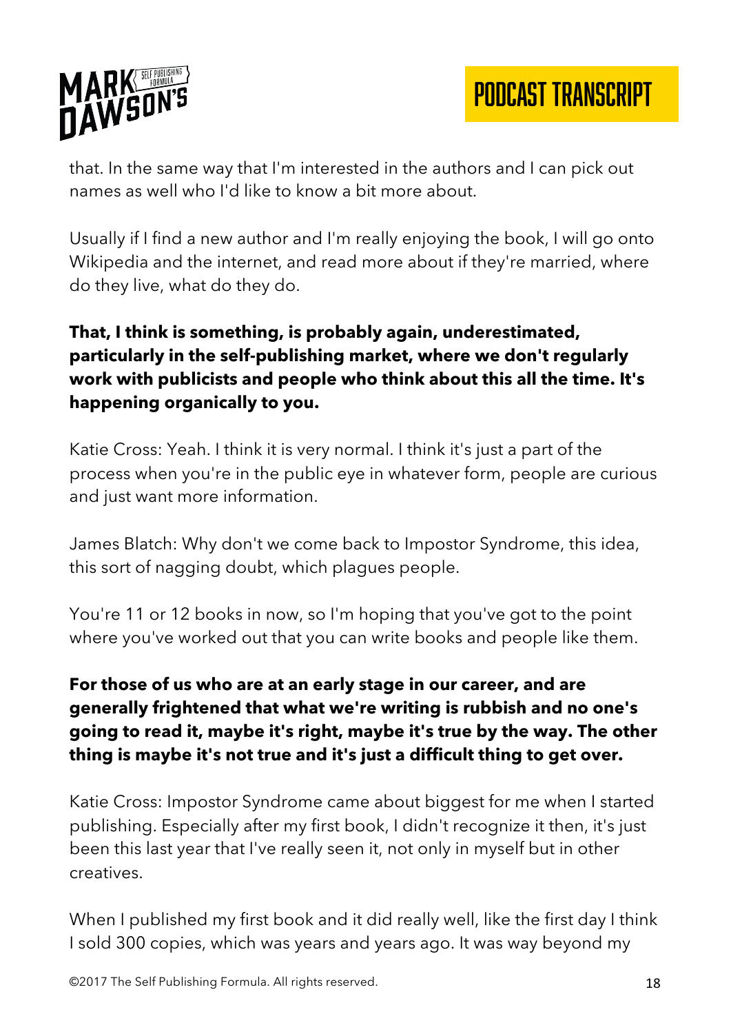that. In the same way that I'm interested in the authors and I can pick out names as well who I'd like to know a bit more about.

Usually if I find a new author and I'm really enjoying the book, I will go onto Wikipedia and the internet, and read more about if they're married, where do they live, what do they do.

**That, I think is something, is probably again, underestimated, particularly in the self-publishing market, where we don't regularly work with publicists and people who think about this all the time. It's happening organically to you.**

Katie Cross: Yeah. I think it is very normal. I think it's just a part of the process when you're in the public eye in whatever form, people are curious and just want more information.

James Blatch: Why don't we come back to Impostor Syndrome, this idea, this sort of nagging doubt, which plagues people.

You're 11 or 12 books in now, so I'm hoping that you've got to the point where you've worked out that you can write books and people like them.

**For those of us who are at an early stage in our career, and are generally frightened that what we're writing is rubbish and no one's going to read it, maybe it's right, maybe it's true by the way. The other thing is maybe it's not true and it's just a difficult thing to get over.**

Katie Cross: Impostor Syndrome came about biggest for me when I started publishing. Especially after my first book, I didn't recognize it then, it's just been this last year that I've really seen it, not only in myself but in other creatives.

When I published my first book and it did really well, like the first day I think I sold 300 copies, which was years and years ago. It was way beyond my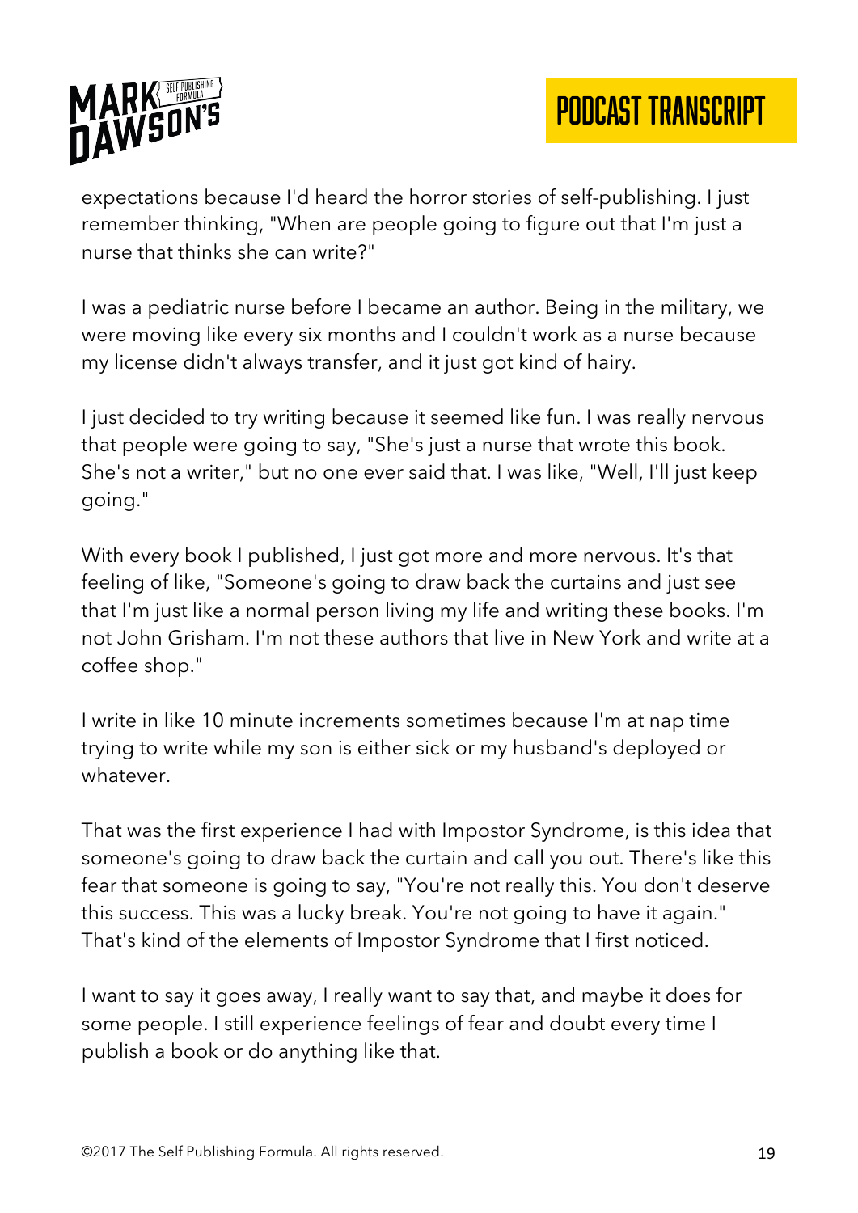expectations because I'd heard the horror stories of self-publishing. I just remember thinking, "When are people going to figure out that I'm just a nurse that thinks she can write?"

I was a pediatric nurse before I became an author. Being in the military, we were moving like every six months and I couldn't work as a nurse because my license didn't always transfer, and it just got kind of hairy.

I just decided to try writing because it seemed like fun. I was really nervous that people were going to say, "She's just a nurse that wrote this book. She's not a writer," but no one ever said that. I was like, "Well, I'll just keep going."

With every book I published, I just got more and more nervous. It's that feeling of like, "Someone's going to draw back the curtains and just see that I'm just like a normal person living my life and writing these books. I'm not John Grisham. I'm not these authors that live in New York and write at a coffee shop."

I write in like 10 minute increments sometimes because I'm at nap time trying to write while my son is either sick or my husband's deployed or whatever.

That was the first experience I had with Impostor Syndrome, is this idea that someone's going to draw back the curtain and call you out. There's like this fear that someone is going to say, "You're not really this. You don't deserve this success. This was a lucky break. You're not going to have it again." That's kind of the elements of Impostor Syndrome that I first noticed.

I want to say it goes away, I really want to say that, and maybe it does for some people. I still experience feelings of fear and doubt every time I publish a book or do anything like that.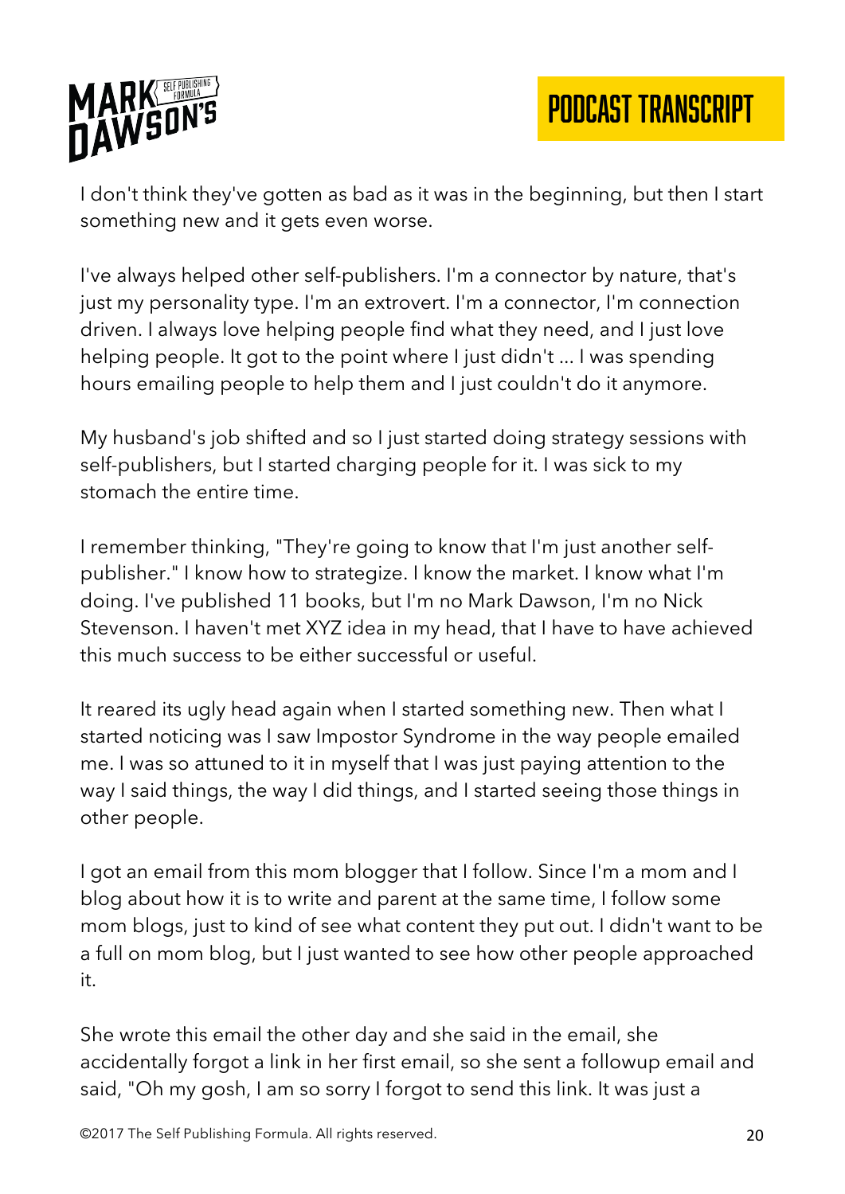I don't think they've gotten as bad as it was in the beginning, but then I start something new and it gets even worse.

I've always helped other self-publishers. I'm a connector by nature, that's just my personality type. I'm an extrovert. I'm a connector, I'm connection driven. I always love helping people find what they need, and I just love helping people. It got to the point where I just didn't ... I was spending hours emailing people to help them and I just couldn't do it anymore.

My husband's job shifted and so I just started doing strategy sessions with self-publishers, but I started charging people for it. I was sick to my stomach the entire time.

I remember thinking, "They're going to know that I'm just another self-publisher." I know how to strategize. I know the market. I know what I'm doing. I've published 11 books, but I'm no Mark Dawson, I'm no Nick Stevenson. I haven't met XYZ idea in my head, that I have to have achieved this much success to be either successful or useful.

It reared its ugly head again when I started something new. Then what I started noticing was I saw Impostor Syndrome in the way people emailed me. I was so attuned to it in myself that I was just paying attention to the way I said things, the way I did things, and I started seeing those things in other people.

I got an email from this mom blogger that I follow. Since I'm a mom and I blog about how it is to write and parent at the same time, I follow some mom blogs, just to kind of see what content they put out. I didn't want to be a full on mom blog, but I just wanted to see how other people approached it.

She wrote this email the other day and she said in the email, she accidentally forgot a link in her first email, so she sent a followup email and said, "Oh my gosh, I am so sorry I forgot to send this link. It was just a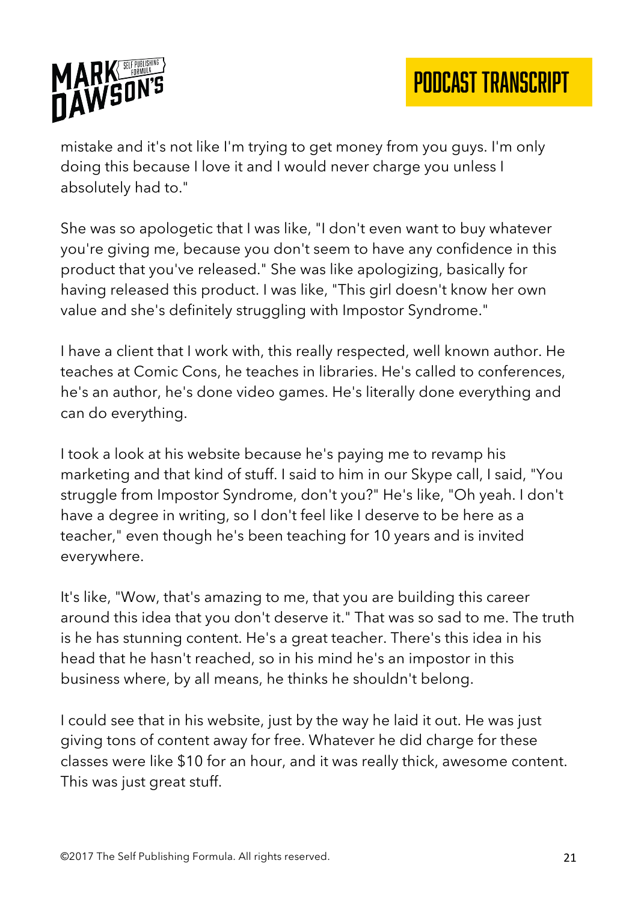mistake and it's not like I'm trying to get money from you guys. I'm only doing this because I love it and I would never charge you unless I absolutely had to."

She was so apologetic that I was like, "I don't even want to buy whatever you're giving me, because you don't seem to have any confidence in this product that you've released." She was like apologizing, basically for having released this product. I was like, "This girl doesn't know her own value and she's definitely struggling with Impostor Syndrome."

I have a client that I work with, this really respected, well known author. He teaches at Comic Cons, he teaches in libraries. He's called to conferences, he's an author, he's done video games. He's literally done everything and can do everything.

I took a look at his website because he's paying me to revamp his marketing and that kind of stuff. I said to him in our Skype call, I said, "You struggle from Impostor Syndrome, don't you?" He's like, "Oh yeah. I don't have a degree in writing, so I don't feel like I deserve to be here as a teacher," even though he's been teaching for 10 years and is invited everywhere.

It's like, "Wow, that's amazing to me, that you are building this career around this idea that you don't deserve it." That was so sad to me. The truth is he has stunning content. He's a great teacher. There's this idea in his head that he hasn't reached, so in his mind he's an impostor in this business where, by all means, he thinks he shouldn't belong.

I could see that in his website, just by the way he laid it out. He was just giving tons of content away for free. Whatever he did charge for these classes were like $10 for an hour, and it was really thick, awesome content. This was just great stuff.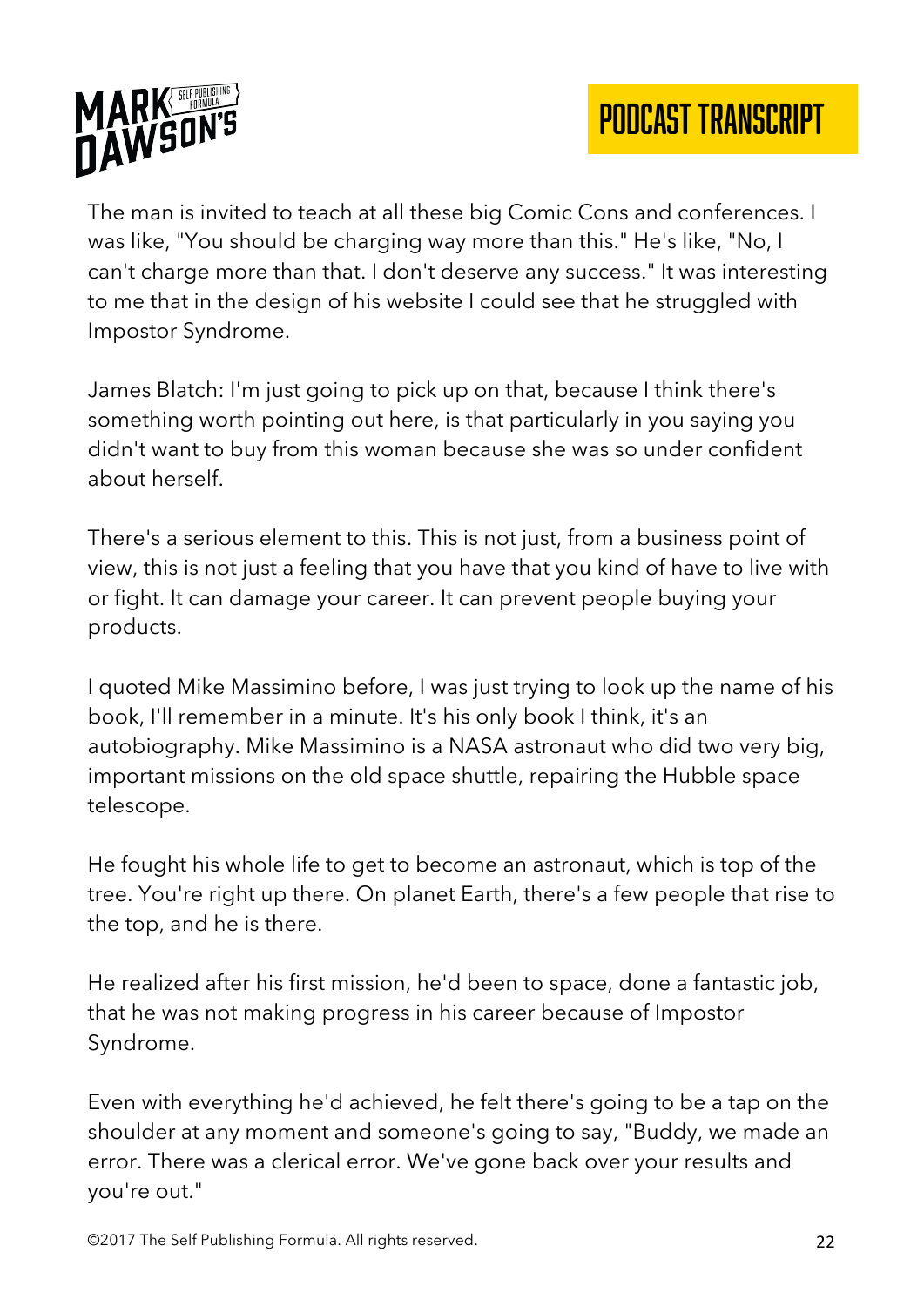The man is invited to teach at all these big Comic Cons and conferences. I was like, "You should be charging way more than this." He's like, "No, I can't charge more than that. I don't deserve any success." It was interesting to me that in the design of his website I could see that he struggled with Impostor Syndrome.

James Blatch: I'm just going to pick up on that, because I think there's something worth pointing out here, is that particularly in you saying you didn't want to buy from this woman because she was so under confident about herself.

There's a serious element to this. This is not just, from a business point of view, this is not just a feeling that you have that you kind of have to live with or fight. It can damage your career. It can prevent people buying your products.

I quoted Mike Massimino before, I was just trying to look up the name of his book, I'll remember in a minute. It's his only book I think, it's an autobiography. Mike Massimino is a NASA astronaut who did two very big, important missions on the old space shuttle, repairing the Hubble space telescope.

He fought his whole life to get to become an astronaut, which is top of the tree. You're right up there. On planet Earth, there's a few people that rise to the top, and he is there.

He realized after his first mission, he'd been to space, done a fantastic job, that he was not making progress in his career because of Impostor Syndrome.

Even with everything he'd achieved, he felt there's going to be a tap on the shoulder at any moment and someone's going to say, "Buddy, we made an error. There was a clerical error. We've gone back over your results and you're out."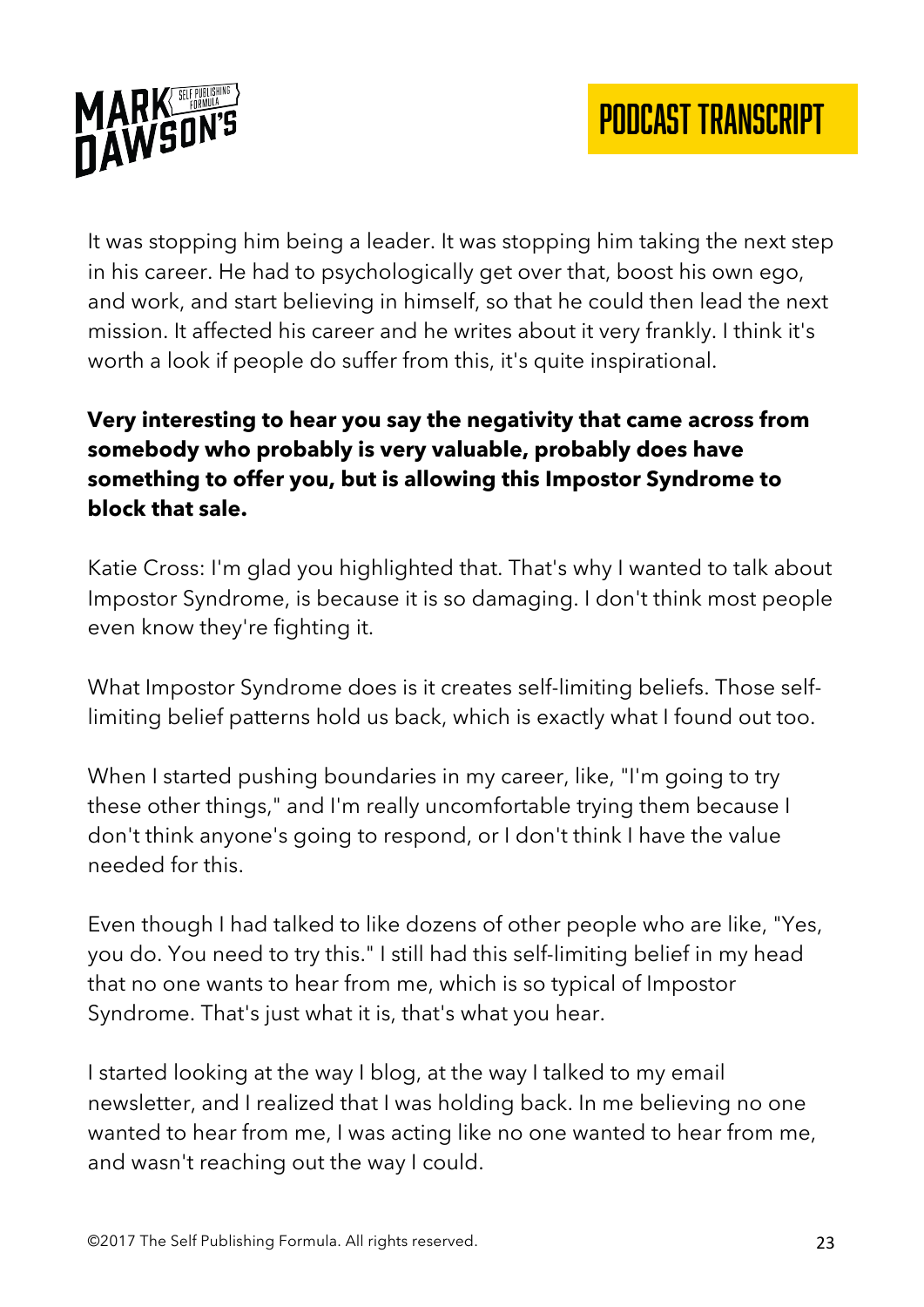It was stopping him being a leader. It was stopping him taking the next step in his career. He had to psychologically get over that, boost his own ego, and work, and start believing in himself, so that he could then lead the next mission. It affected his career and he writes about it very frankly. I think it's worth a look if people do suffer from this, it's quite inspirational.

**Very interesting to hear you say the negativity that came across from somebody who probably is very valuable, probably does have something to offer you, but is allowing this Impostor Syndrome to block that sale.**

Katie Cross: I'm glad you highlighted that. That's why I wanted to talk about Impostor Syndrome, is because it is so damaging. I don't think most people even know they're fighting it.

What Impostor Syndrome does is it creates self-limiting beliefs. Those self-limiting belief patterns hold us back, which is exactly what I found out too.

When I started pushing boundaries in my career, like, "I'm going to try these other things," and I'm really uncomfortable trying them because I don't think anyone's going to respond, or I don't think I have the value needed for this.

Even though I had talked to like dozens of other people who are like, "Yes, you do. You need to try this." I still had this self-limiting belief in my head that no one wants to hear from me, which is so typical of Impostor Syndrome. That's just what it is, that's what you hear.

I started looking at the way I blog, at the way I talked to my email newsletter, and I realized that I was holding back. In me believing no one wanted to hear from me, I was acting like no one wanted to hear from me, and wasn't reaching out the way I could.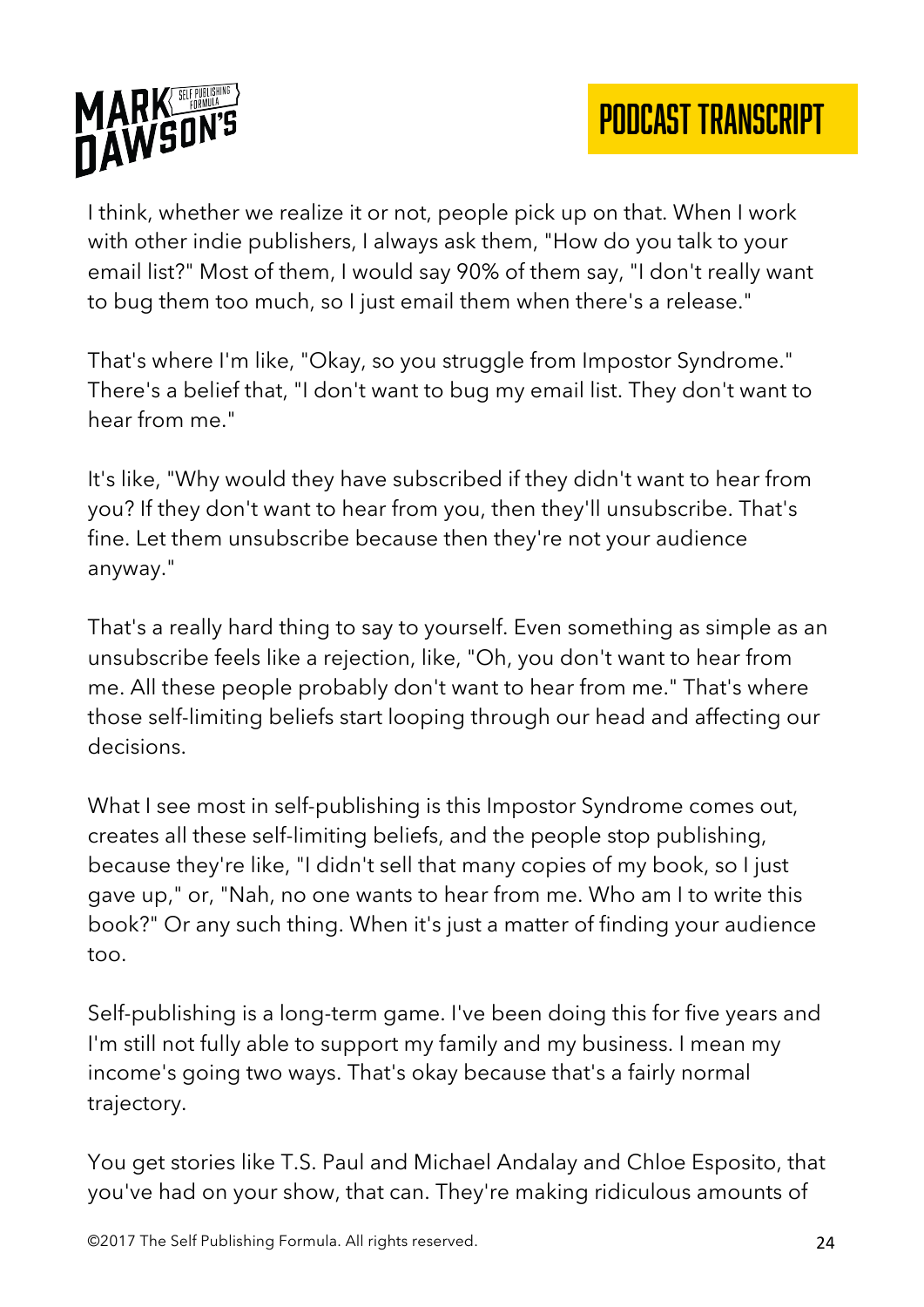I think, whether we realize it or not, people pick up on that. When I work with other indie publishers, I always ask them, "How do you talk to your email list?" Most of them, I would say 90% of them say, "I don't really want to bug them too much, so I just email them when there's a release."

That's where I'm like, "Okay, so you struggle from Impostor Syndrome." There's a belief that, "I don't want to bug my email list. They don't want to hear from me."

It's like, "Why would they have subscribed if they didn't want to hear from you? If they don't want to hear from you, then they'll unsubscribe. That's fine. Let them unsubscribe because then they're not your audience anyway."

That's a really hard thing to say to yourself. Even something as simple as an unsubscribe feels like a rejection, like, "Oh, you don't want to hear from me. All these people probably don't want to hear from me." That's where those self-limiting beliefs start looping through our head and affecting our decisions.

What I see most in self-publishing is this Impostor Syndrome comes out, creates all these self-limiting beliefs, and the people stop publishing, because they're like, "I didn't sell that many copies of my book, so I just gave up," or, "Nah, no one wants to hear from me. Who am I to write this book?" Or any such thing. When it's just a matter of finding your audience too.

Self-publishing is a long-term game. I've been doing this for five years and I'm still not fully able to support my family and my business. I mean my income's going two ways. That's okay because that's a fairly normal trajectory.

You get stories like T.S. Paul and Michael Andalay and Chloe Esposito, that you've had on your show, that can. They're making ridiculous amounts of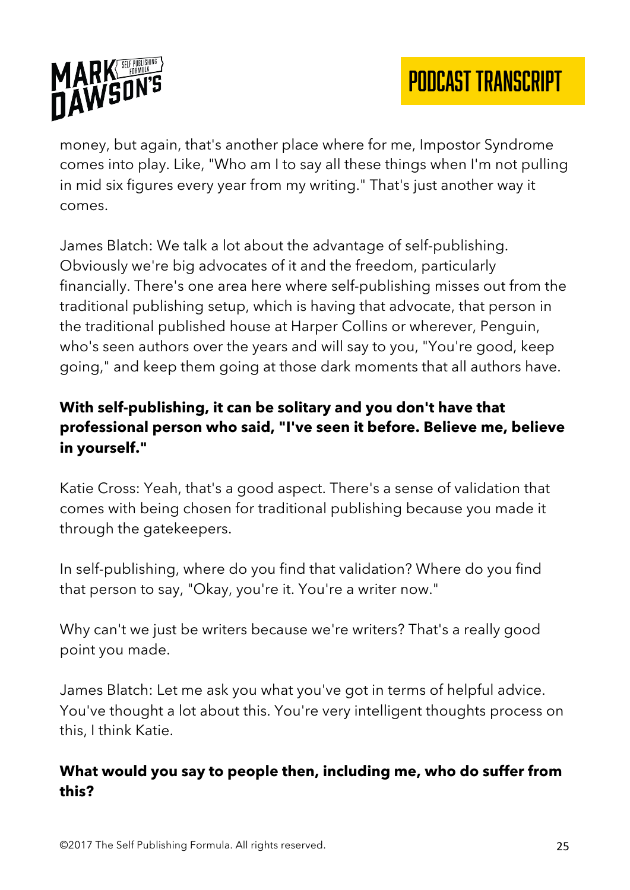money, but again, that's another place where for me, Impostor Syndrome comes into play. Like, "Who am I to say all these things when I'm not pulling in mid six figures every year from my writing." That's just another way it comes.

James Blatch: We talk a lot about the advantage of self-publishing. Obviously we're big advocates of it and the freedom, particularly financially. There's one area here where self-publishing misses out from the traditional publishing setup, which is having that advocate, that person in the traditional published house at Harper Collins or wherever, Penguin, who's seen authors over the years and will say to you, "You're good, keep going," and keep them going at those dark moments that all authors have.

**With self-publishing, it can be solitary and you don't have that professional person who said, "I've seen it before. Believe me, believe in yourself."**

Katie Cross: Yeah, that's a good aspect. There's a sense of validation that comes with being chosen for traditional publishing because you made it through the gatekeepers.

In self-publishing, where do you find that validation? Where do you find that person to say, "Okay, you're it. You're a writer now."

Why can't we just be writers because we're writers? That's a really good point you made.

James Blatch: Let me ask you what you've got in terms of helpful advice. You've thought a lot about this. You're very intelligent thoughts process on this, I think Katie.

**What would you say to people then, including me, who do suffer from this?**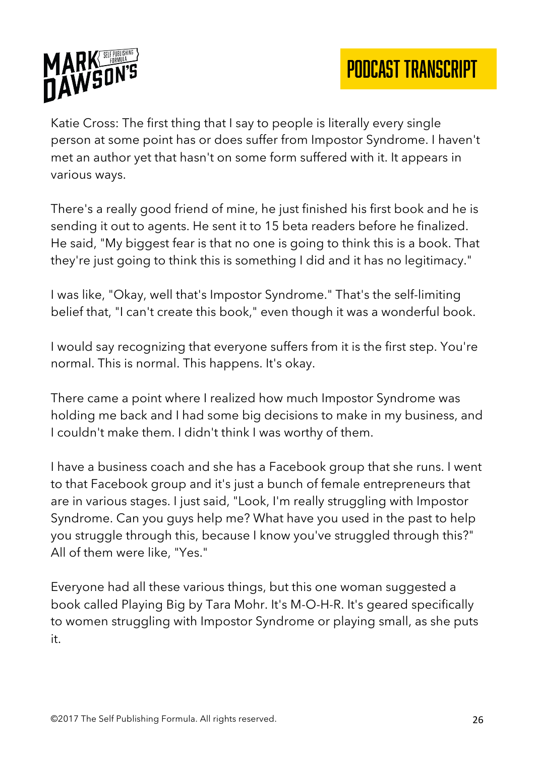Katie Cross: The first thing that I say to people is literally every single person at some point has or does suffer from Impostor Syndrome. I haven't met an author yet that hasn't on some form suffered with it. It appears in various ways.

There's a really good friend of mine, he just finished his first book and he is sending it out to agents. He sent it to 15 beta readers before he finalized. He said, "My biggest fear is that no one is going to think this is a book. That they're just going to think this is something I did and it has no legitimacy."

I was like, "Okay, well that's Impostor Syndrome." That's the self-limiting belief that, "I can't create this book," even though it was a wonderful book.

I would say recognizing that everyone suffers from it is the first step. You're normal. This is normal. This happens. It's okay.

There came a point where I realized how much Impostor Syndrome was holding me back and I had some big decisions to make in my business, and I couldn't make them. I didn't think I was worthy of them.

I have a business coach and she has a Facebook group that she runs. I went to that Facebook group and it's just a bunch of female entrepreneurs that are in various stages. I just said, "Look, I'm really struggling with Impostor Syndrome. Can you guys help me? What have you used in the past to help you struggle through this, because I know you've struggled through this?" All of them were like, "Yes."

Everyone had all these various things, but this one woman suggested a book called Playing Big by Tara Mohr. It's M-O-H-R. It's geared specifically to women struggling with Impostor Syndrome or playing small, as she puts it.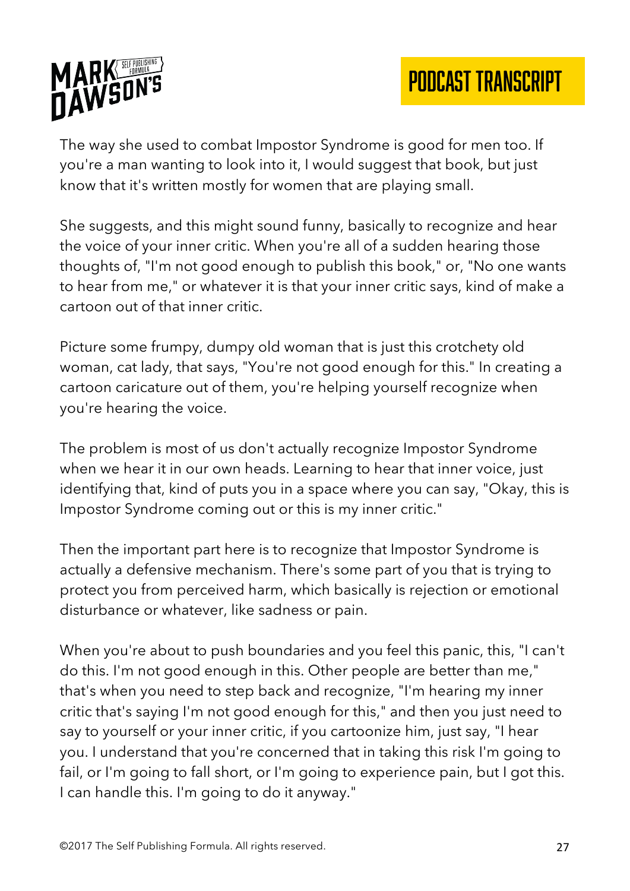The way she used to combat Impostor Syndrome is good for men too. If you're a man wanting to look into it, I would suggest that book, but just know that it's written mostly for women that are playing small.

She suggests, and this might sound funny, basically to recognize and hear the voice of your inner critic. When you're all of a sudden hearing those thoughts of, "I'm not good enough to publish this book," or, "No one wants to hear from me," or whatever it is that your inner critic says, kind of make a cartoon out of that inner critic.

Picture some frumpy, dumpy old woman that is just this crotchety old woman, cat lady, that says, "You're not good enough for this." In creating a cartoon caricature out of them, you're helping yourself recognize when you're hearing the voice.

The problem is most of us don't actually recognize Impostor Syndrome when we hear it in our own heads. Learning to hear that inner voice, just identifying that, kind of puts you in a space where you can say, "Okay, this is Impostor Syndrome coming out or this is my inner critic."

Then the important part here is to recognize that Impostor Syndrome is actually a defensive mechanism. There's some part of you that is trying to protect you from perceived harm, which basically is rejection or emotional disturbance or whatever, like sadness or pain.

When you're about to push boundaries and you feel this panic, this, "I can't do this. I'm not good enough in this. Other people are better than me," that's when you need to step back and recognize, "I'm hearing my inner critic that's saying I'm not good enough for this," and then you just need to say to yourself or your inner critic, if you cartoonize him, just say, "I hear you. I understand that you're concerned that in taking this risk I'm going to fail, or I'm going to fall short, or I'm going to experience pain, but I got this. I can handle this. I'm going to do it anyway."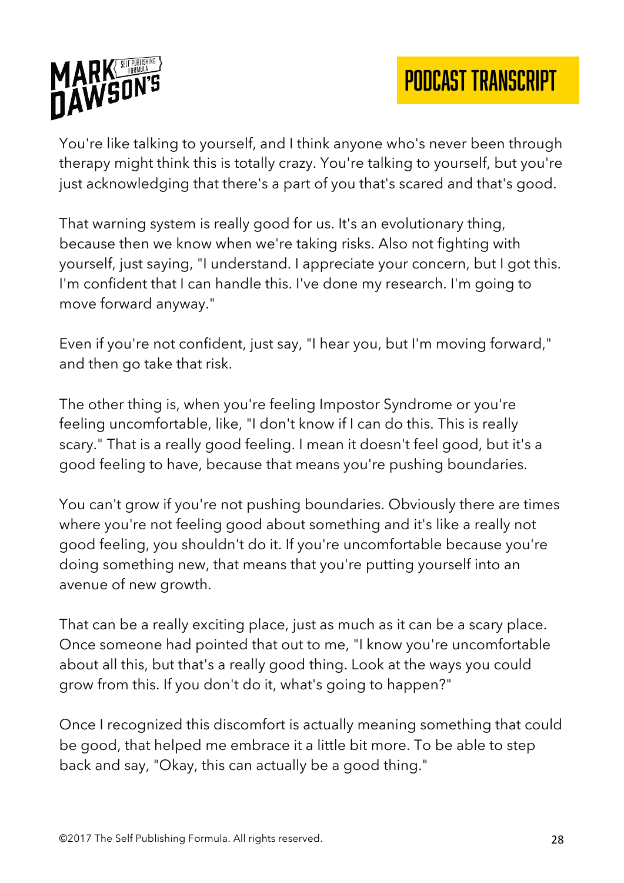You're like talking to yourself, and I think anyone who's never been through therapy might think this is totally crazy. You're talking to yourself, but you're just acknowledging that there's a part of you that's scared and that's good.

That warning system is really good for us. It's an evolutionary thing, because then we know when we're taking risks. Also not fighting with yourself, just saying, "I understand. I appreciate your concern, but I got this. I'm confident that I can handle this. I've done my research. I'm going to move forward anyway."

Even if you're not confident, just say, "I hear you, but I'm moving forward," and then go take that risk.

The other thing is, when you're feeling Impostor Syndrome or you're feeling uncomfortable, like, "I don't know if I can do this. This is really scary." That is a really good feeling. I mean it doesn't feel good, but it's a good feeling to have, because that means you're pushing boundaries.

You can't grow if you're not pushing boundaries. Obviously there are times where you're not feeling good about something and it's like a really not good feeling, you shouldn't do it. If you're uncomfortable because you're doing something new, that means that you're putting yourself into an avenue of new growth.

That can be a really exciting place, just as much as it can be a scary place. Once someone had pointed that out to me, "I know you're uncomfortable about all this, but that's a really good thing. Look at the ways you could grow from this. If you don't do it, what's going to happen?"

Once I recognized this discomfort is actually meaning something that could be good, that helped me embrace it a little bit more. To be able to step back and say, "Okay, this can actually be a good thing."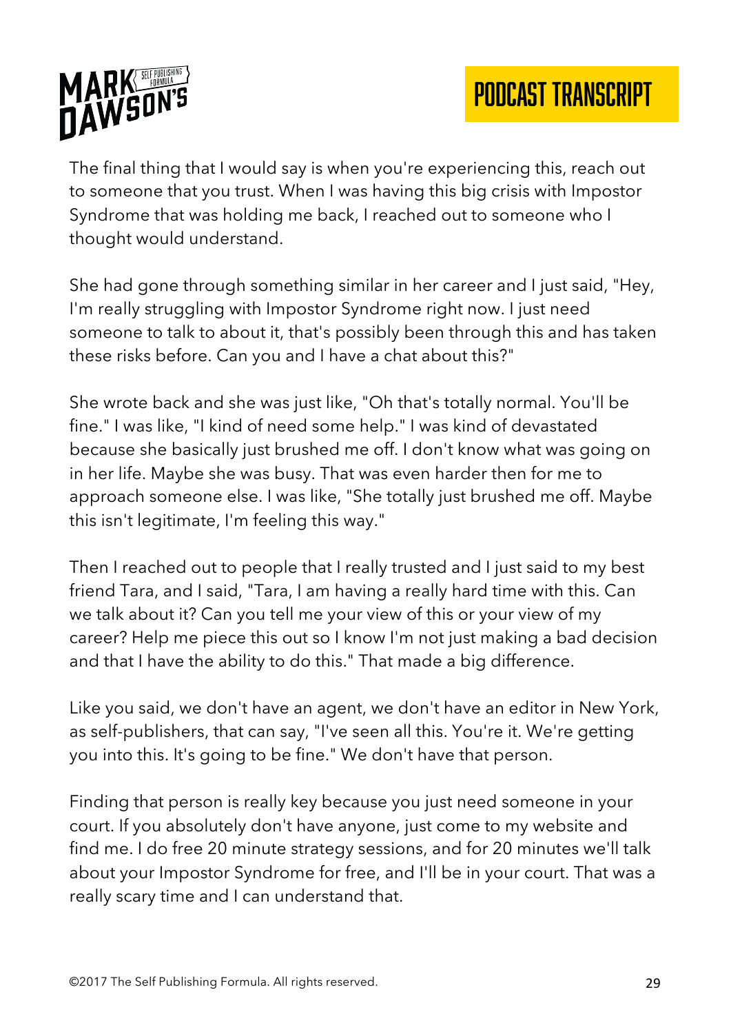The final thing that I would say is when you're experiencing this, reach out to someone that you trust. When I was having this big crisis with Impostor Syndrome that was holding me back, I reached out to someone who I thought would understand.

She had gone through something similar in her career and I just said, "Hey, I'm really struggling with Impostor Syndrome right now. I just need someone to talk to about it, that's possibly been through this and has taken these risks before. Can you and I have a chat about this?"

She wrote back and she was just like, "Oh that's totally normal. You'll be fine." I was like, "I kind of need some help." I was kind of devastated because she basically just brushed me off. I don't know what was going on in her life. Maybe she was busy. That was even harder then for me to approach someone else. I was like, "She totally just brushed me off. Maybe this isn't legitimate, I'm feeling this way."

Then I reached out to people that I really trusted and I just said to my best friend Tara, and I said, "Tara, I am having a really hard time with this. Can we talk about it? Can you tell me your view of this or your view of my career? Help me piece this out so I know I'm not just making a bad decision and that I have the ability to do this." That made a big difference.

Like you said, we don't have an agent, we don't have an editor in New York, as self-publishers, that can say, "I've seen all this. You're it. We're getting you into this. It's going to be fine." We don't have that person.

Finding that person is really key because you just need someone in your court. If you absolutely don't have anyone, just come to my website and find me. I do free 20 minute strategy sessions, and for 20 minutes we'll talk about your Impostor Syndrome for free, and I'll be in your court. That was a really scary time and I can understand that.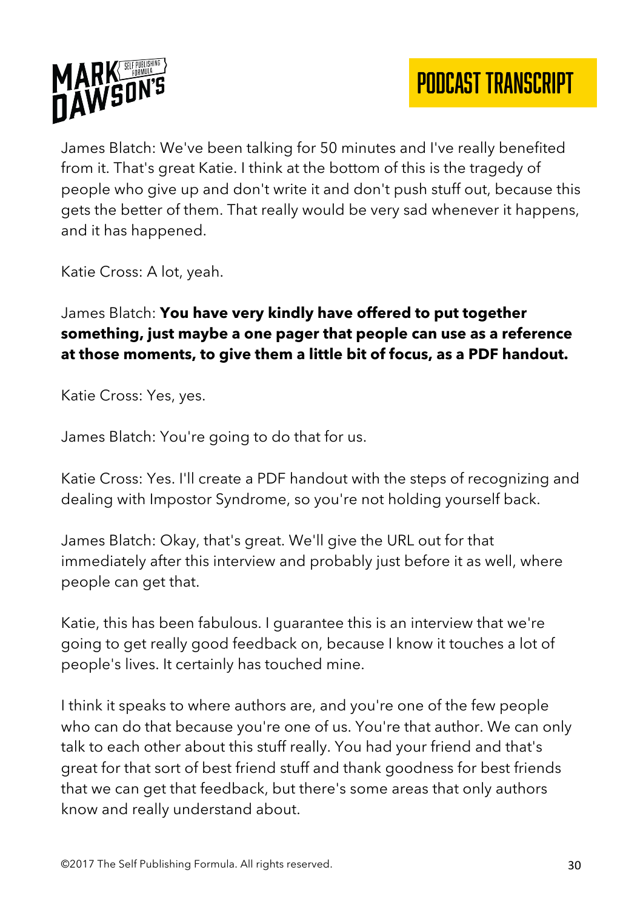James Blatch: We've been talking for 50 minutes and I've really benefited from it. That's great Katie. I think at the bottom of this is the tragedy of people who give up and don't write it and don't push stuff out, because this gets the better of them. That really would be very sad whenever it happens, and it has happened.

Katie Cross: A lot, yeah.

James Blatch: **You have very kindly have offered to put together something, just maybe a one pager that people can use as a reference at those moments, to give them a little bit of focus, as a PDF handout.**

Katie Cross: Yes, yes.

James Blatch: You're going to do that for us.

Katie Cross: Yes. I'll create a PDF handout with the steps of recognizing and dealing with Impostor Syndrome, so you're not holding yourself back.

James Blatch: Okay, that's great. We'll give the URL out for that immediately after this interview and probably just before it as well, where people can get that.

Katie, this has been fabulous. I guarantee this is an interview that we're going to get really good feedback on, because I know it touches a lot of people's lives. It certainly has touched mine.

I think it speaks to where authors are, and you're one of the few people who can do that because you're one of us. You're that author. We can only talk to each other about this stuff really. You had your friend and that's great for that sort of best friend stuff and thank goodness for best friends that we can get that feedback, but there's some areas that only authors know and really understand about.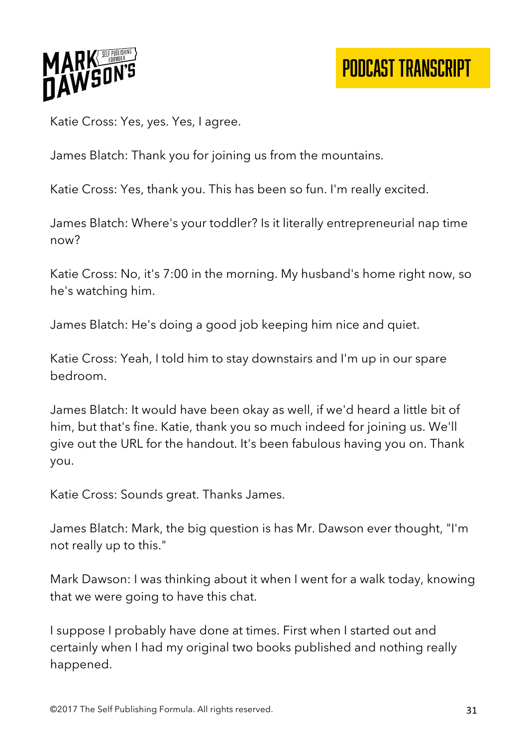Katie Cross: Yes, yes. Yes, I agree.

James Blatch: Thank you for joining us from the mountains.

Katie Cross: Yes, thank you. This has been so fun. I'm really excited.

James Blatch: Where's your toddler? Is it literally entrepreneurial nap time now?

Katie Cross: No, it's 7:00 in the morning. My husband's home right now, so he's watching him.

James Blatch: He's doing a good job keeping him nice and quiet.

Katie Cross: Yeah, I told him to stay downstairs and I'm up in our spare bedroom.

James Blatch: It would have been okay as well, if we'd heard a little bit of him, but that's fine. Katie, thank you so much indeed for joining us. We'll give out the URL for the handout. It's been fabulous having you on. Thank you.

Katie Cross: Sounds great. Thanks James.

James Blatch: Mark, the big question is has Mr. Dawson ever thought, "I'm not really up to this."

Mark Dawson: I was thinking about it when I went for a walk today, knowing that we were going to have this chat.

I suppose I probably have done at times. First when I started out and certainly when I had my original two books published and nothing really happened.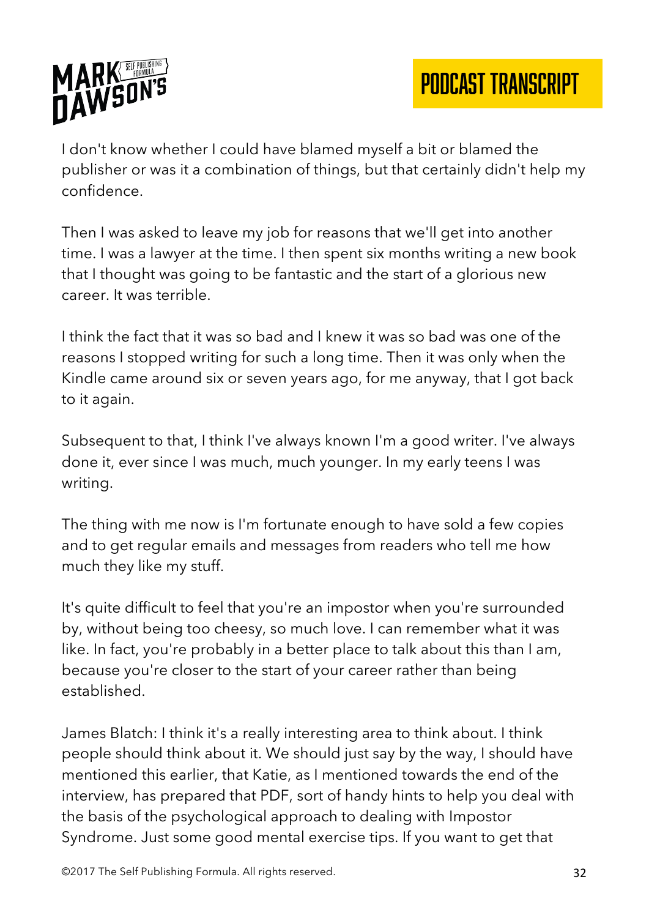I don't know whether I could have blamed myself a bit or blamed the publisher or was it a combination of things, but that certainly didn't help my confidence.

Then I was asked to leave my job for reasons that we'll get into another time. I was a lawyer at the time. I then spent six months writing a new book that I thought was going to be fantastic and the start of a glorious new career. It was terrible.

I think the fact that it was so bad and I knew it was so bad was one of the reasons I stopped writing for such a long time. Then it was only when the Kindle came around six or seven years ago, for me anyway, that I got back to it again.

Subsequent to that, I think I've always known I'm a good writer. I've always done it, ever since I was much, much younger. In my early teens I was writing.

The thing with me now is I'm fortunate enough to have sold a few copies and to get regular emails and messages from readers who tell me how much they like my stuff.

It's quite difficult to feel that you're an impostor when you're surrounded by, without being too cheesy, so much love. I can remember what it was like. In fact, you're probably in a better place to talk about this than I am, because you're closer to the start of your career rather than being established.

James Blatch: I think it's a really interesting area to think about. I think people should think about it. We should just say by the way, I should have mentioned this earlier, that Katie, as I mentioned towards the end of the interview, has prepared that PDF, sort of handy hints to help you deal with the basis of the psychological approach to dealing with Impostor Syndrome. Just some good mental exercise tips. If you want to get that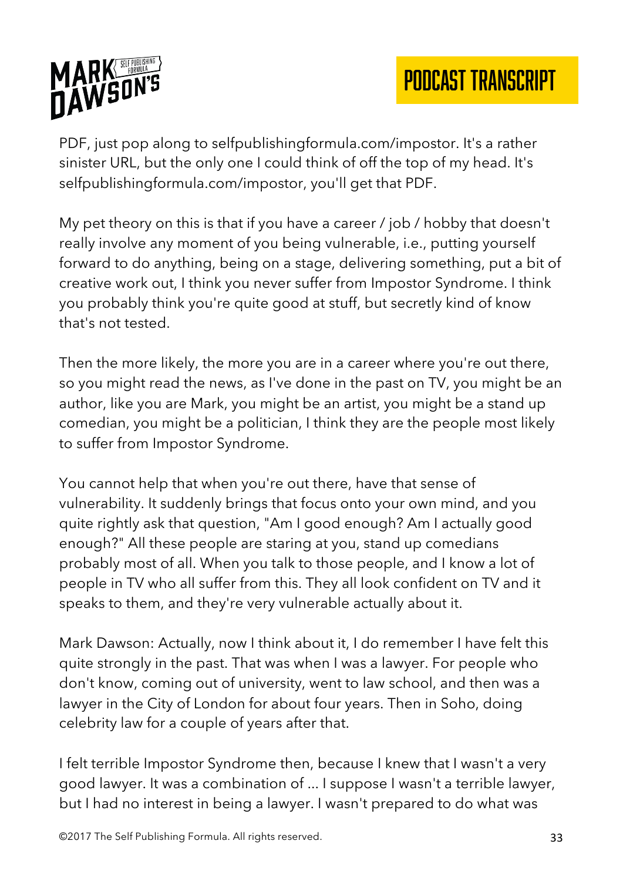PDF, just pop along to selfpublishingformula.com/impostor. It's a rather sinister URL, but the only one I could think of off the top of my head. It's selfpublishingformula.com/impostor, you'll get that PDF.

My pet theory on this is that if you have a career / job / hobby that doesn't really involve any moment of you being vulnerable, i.e., putting yourself forward to do anything, being on a stage, delivering something, put a bit of creative work out, I think you never suffer from Impostor Syndrome. I think you probably think you're quite good at stuff, but secretly kind of know that's not tested.

Then the more likely, the more you are in a career where you're out there, so you might read the news, as I've done in the past on TV, you might be an author, like you are Mark, you might be an artist, you might be a stand up comedian, you might be a politician, I think they are the people most likely to suffer from Impostor Syndrome.

You cannot help that when you're out there, have that sense of vulnerability. It suddenly brings that focus onto your own mind, and you quite rightly ask that question, "Am I good enough? Am I actually good enough?" All these people are staring at you, stand up comedians probably most of all. When you talk to those people, and I know a lot of people in TV who all suffer from this. They all look confident on TV and it speaks to them, and they're very vulnerable actually about it.

Mark Dawson: Actually, now I think about it, I do remember I have felt this quite strongly in the past. That was when I was a lawyer. For people who don't know, coming out of university, went to law school, and then was a lawyer in the City of London for about four years. Then in Soho, doing celebrity law for a couple of years after that.

I felt terrible Impostor Syndrome then, because I knew that I wasn't a very good lawyer. It was a combination of ... I suppose I wasn't a terrible lawyer, but I had no interest in being a lawyer. I wasn't prepared to do what was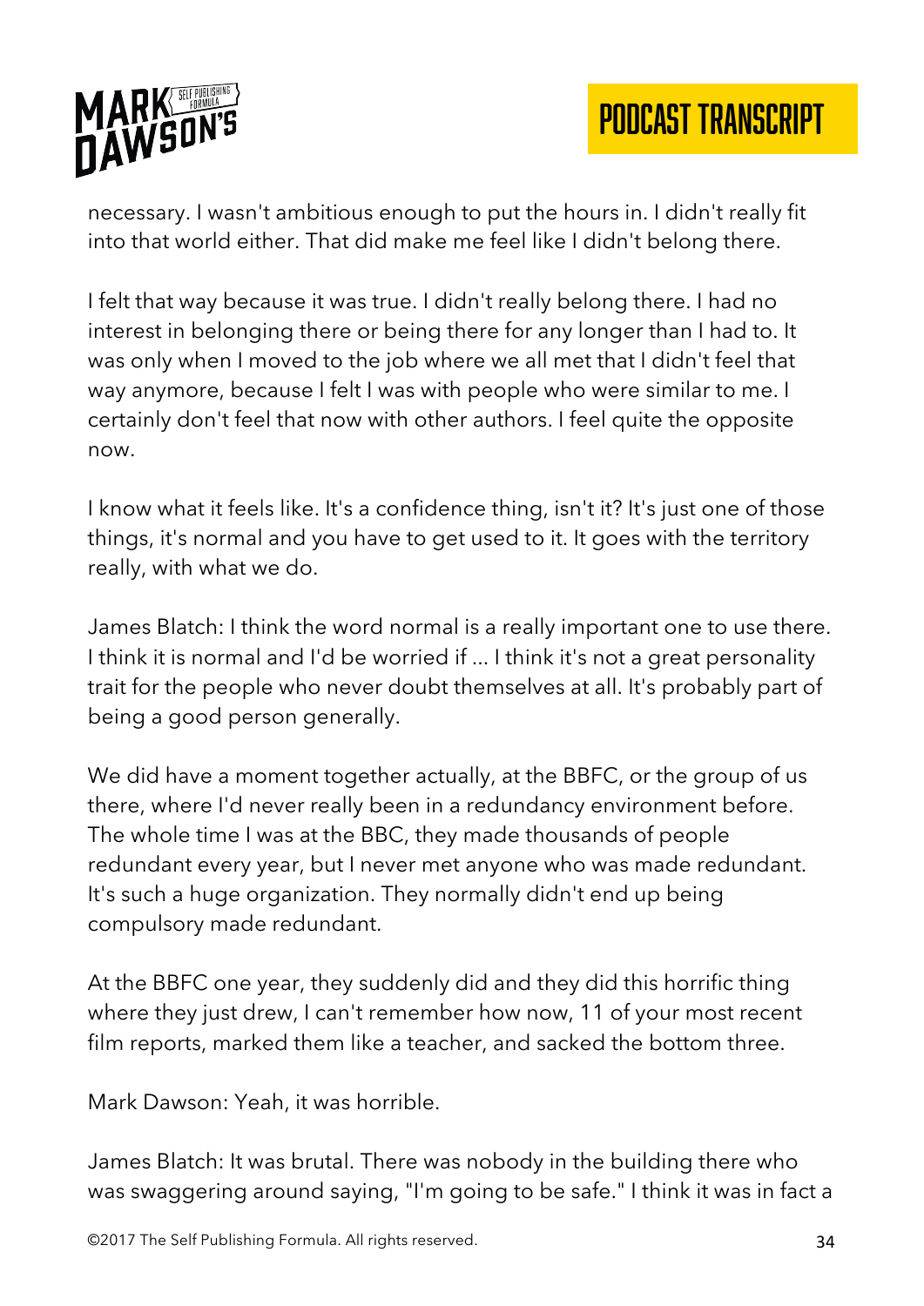necessary. I wasn't ambitious enough to put the hours in. I didn't really fit into that world either. That did make me feel like I didn't belong there.

I felt that way because it was true. I didn't really belong there. I had no interest in belonging there or being there for any longer than I had to. It was only when I moved to the job where we all met that I didn't feel that way anymore, because I felt I was with people who were similar to me. I certainly don't feel that now with other authors. I feel quite the opposite now.

I know what it feels like. It's a confidence thing, isn't it? It's just one of those things, it's normal and you have to get used to it. It goes with the territory really, with what we do.

James Blatch: I think the word normal is a really important one to use there. I think it is normal and I'd be worried if ... I think it's not a great personality trait for the people who never doubt themselves at all. It's probably part of being a good person generally.

We did have a moment together actually, at the BBFC, or the group of us there, where I'd never really been in a redundancy environment before. The whole time I was at the BBC, they made thousands of people redundant every year, but I never met anyone who was made redundant. It's such a huge organization. They normally didn't end up being compulsory made redundant.

At the BBFC one year, they suddenly did and they did this horrific thing where they just drew, I can't remember how now, 11 of your most recent film reports, marked them like a teacher, and sacked the bottom three.

Mark Dawson: Yeah, it was horrible.

James Blatch: It was brutal. There was nobody in the building there who was swaggering around saying, "I'm going to be safe." I think it was in fact a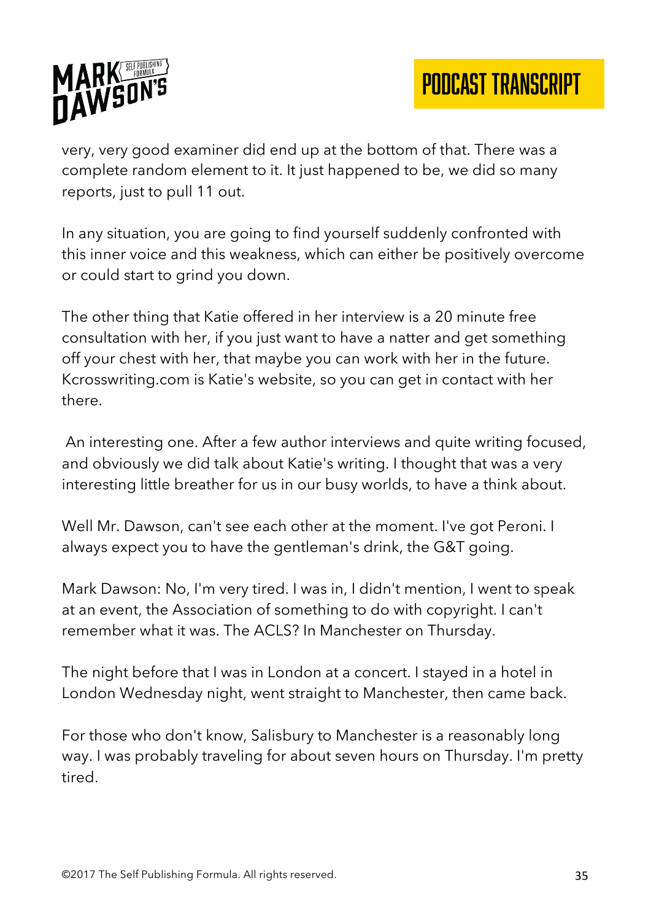very, very good examiner did end up at the bottom of that. There was a complete random element to it. It just happened to be, we did so many reports, just to pull 11 out.

In any situation, you are going to find yourself suddenly confronted with this inner voice and this weakness, which can either be positively overcome or could start to grind you down.

The other thing that Katie offered in her interview is a 20 minute free consultation with her, if you just want to have a natter and get something off your chest with her, that maybe you can work with her in the future. Kcrosswriting.com is Katie's website, so you can get in contact with her there.

An interesting one. After a few author interviews and quite writing focused, and obviously we did talk about Katie's writing. I thought that was a very interesting little breather for us in our busy worlds, to have a think about.

Well Mr. Dawson, can't see each other at the moment. I've got Peroni. I always expect you to have the gentleman's drink, the G&T going.

Mark Dawson: No, I'm very tired. I was in, I didn't mention, I went to speak at an event, the Association of something to do with copyright. I can't remember what it was. The ACLS? In Manchester on Thursday.

The night before that I was in London at a concert. I stayed in a hotel in London Wednesday night, went straight to Manchester, then came back.

For those who don't know, Salisbury to Manchester is a reasonably long way. I was probably traveling for about seven hours on Thursday. I'm pretty tired.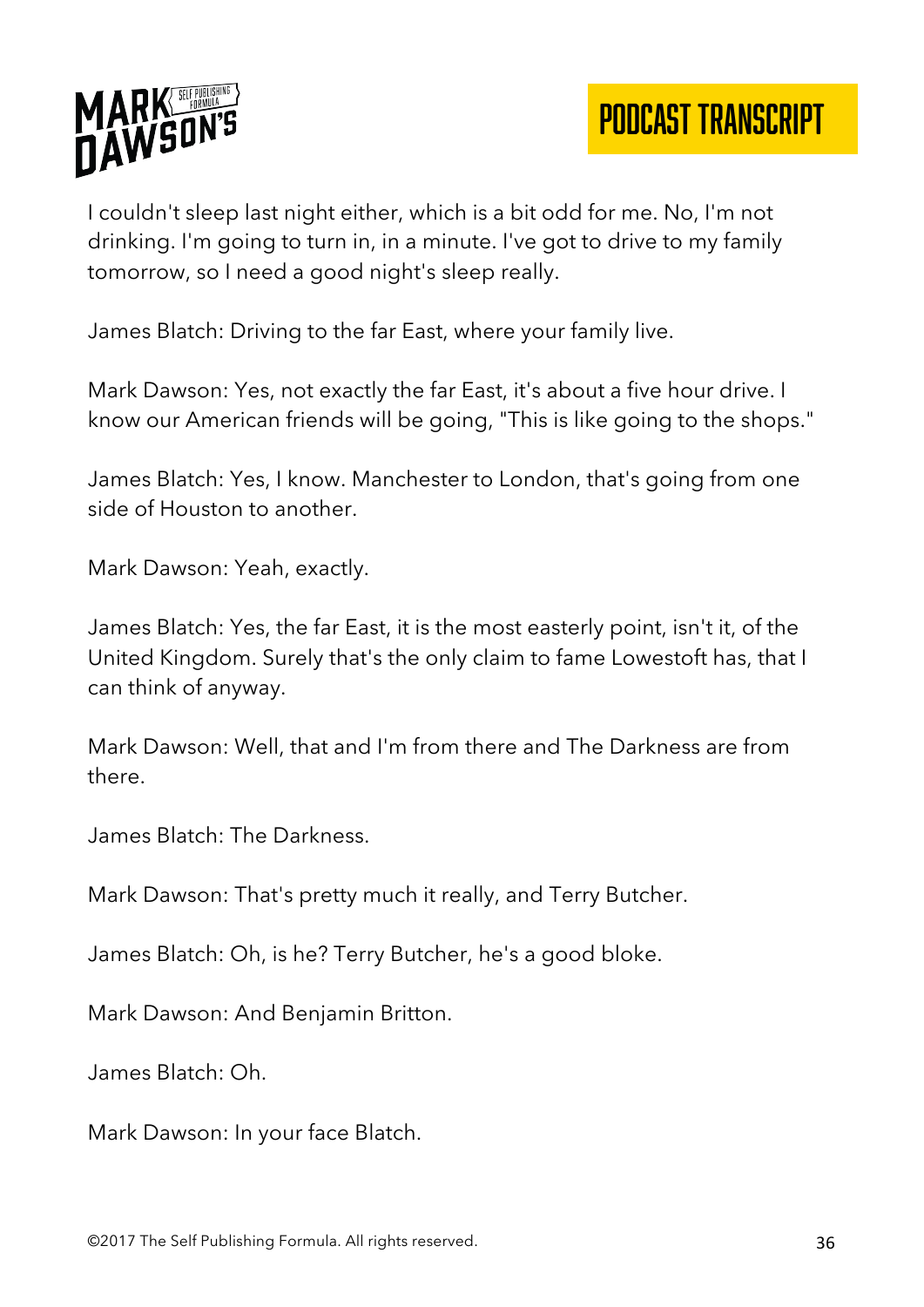I couldn't sleep last night either, which is a bit odd for me. No, I'm not drinking. I'm going to turn in, in a minute. I've got to drive to my family tomorrow, so I need a good night's sleep really.

James Blatch: Driving to the far East, where your family live.

Mark Dawson: Yes, not exactly the far East, it's about a five hour drive. I know our American friends will be going, "This is like going to the shops."

James Blatch: Yes, I know. Manchester to London, that's going from one side of Houston to another.

Mark Dawson: Yeah, exactly.

James Blatch: Yes, the far East, it is the most easterly point, isn't it, of the United Kingdom. Surely that's the only claim to fame Lowestoft has, that I can think of anyway.

Mark Dawson: Well, that and I'm from there and The Darkness are from there.

James Blatch: The Darkness.

Mark Dawson: That's pretty much it really, and Terry Butcher.

James Blatch: Oh, is he? Terry Butcher, he's a good bloke.

Mark Dawson: And Benjamin Britton.

James Blatch: Oh.

Mark Dawson: In your face Blatch.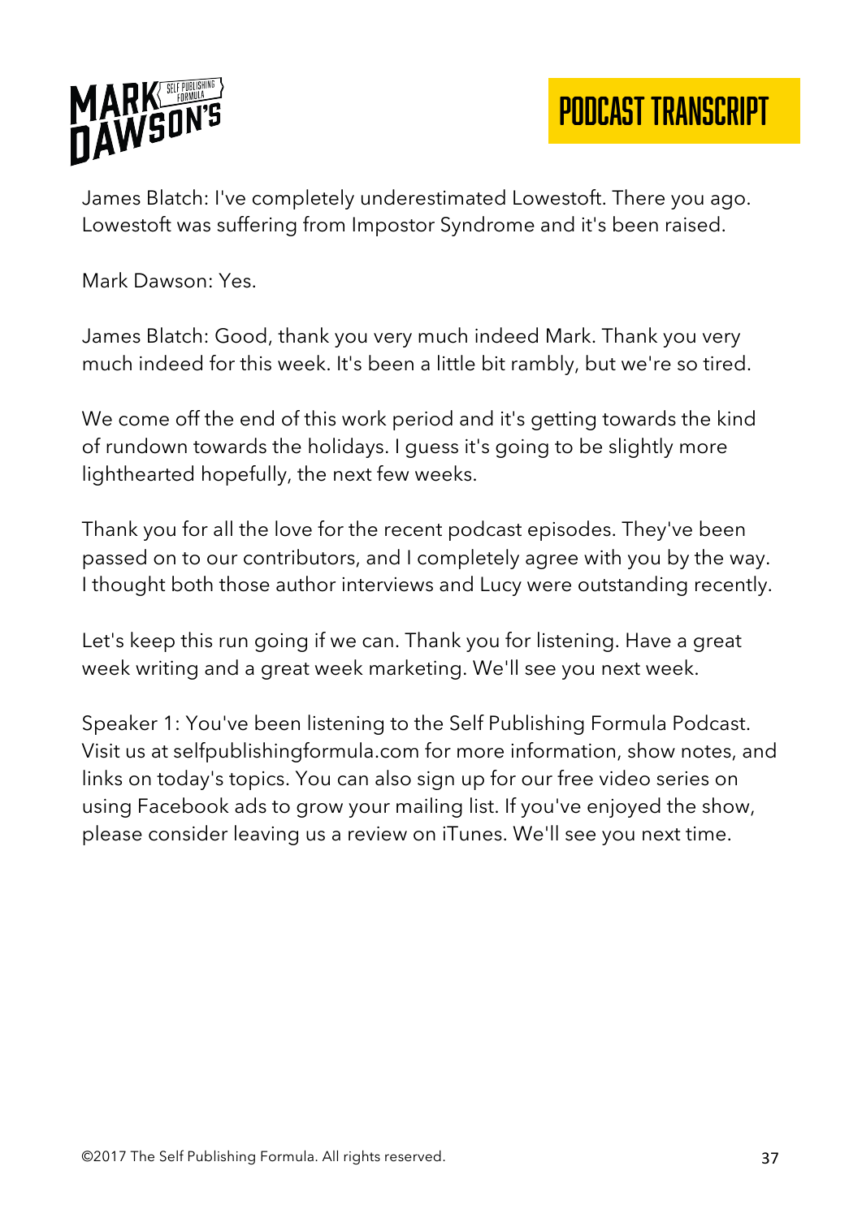James Blatch: I've completely underestimated Lowestoft. There you ago. Lowestoft was suffering from Impostor Syndrome and it's been raised.

Mark Dawson: Yes.

James Blatch: Good, thank you very much indeed Mark. Thank you very much indeed for this week. It's been a little bit rambly, but we're so tired.

We come off the end of this work period and it's getting towards the kind of rundown towards the holidays. I guess it's going to be slightly more lighthearted hopefully, the next few weeks.

Thank you for all the love for the recent podcast episodes. They've been passed on to our contributors, and I completely agree with you by the way. I thought both those author interviews and Lucy were outstanding recently.

Let's keep this run going if we can. Thank you for listening. Have a great week writing and a great week marketing. We'll see you next week.

Speaker 1: You've been listening to the Self Publishing Formula Podcast. Visit us at selfpublishingformula.com for more information, show notes, and links on today's topics. You can also sign up for our free video series on using Facebook ads to grow your mailing list. If you've enjoyed the show, please consider leaving us a review on iTunes. We'll see you next time.